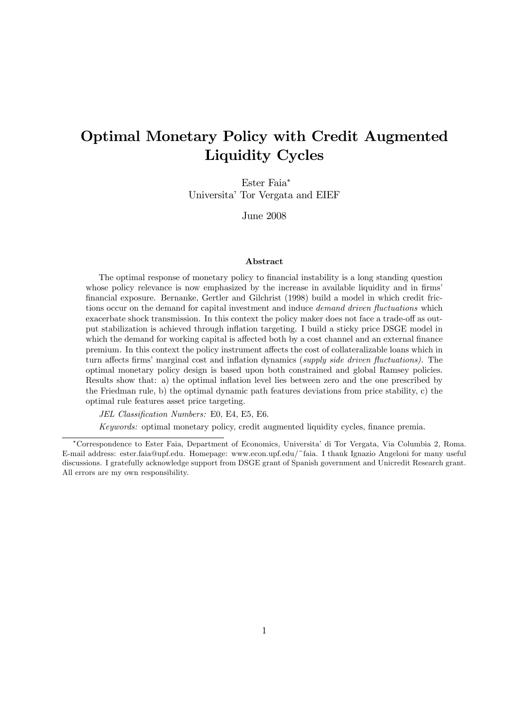# Optimal Monetary Policy with Credit Augmented Liquidity Cycles

Ester Faia[*]
Universita' Tor Vergata and EIEF

June 2008

## Abstract

The optimal response of monetary policy to financial instability is a long standing question whose policy relevance is now emphasized by the increase in available liquidity and in firms' financial exposure. Bernanke, Gertler and Gilchrist (1998) build a model in which credit frictions occur on the demand for capital investment and induce *demand driven fluctuations* which exacerbate shock transmission. In this context the policy maker does not face a trade-off as output stabilization is achieved through inflation targeting. I build a sticky price DSGE model in which the demand for working capital is affected both by a cost channel and an external finance premium. In this context the policy instrument affects the cost of collateralizable loans which in turn affects firms' marginal cost and inflation dynamics (*supply side driven fluctuations)*. The optimal monetary policy design is based upon both constrained and global Ramsey policies. Results show that: a) the optimal inflation level lies between zero and the one prescribed by the Friedman rule, b) the optimal dynamic path features deviations from price stability, c) the optimal rule features asset price targeting.

*JEL Classification Numbers:* E0, E4, E5, E6.

*Keywords:* optimal monetary policy, credit augmented liquidity cycles, finance premia.

---

[*]Correspondence to Ester Faia, Department of Economics, Universita' di Tor Vergata, Via Columbia 2, Roma. E-mail address: ester.faia@upf.edu. Homepage: www.econ.upf.edu/~faia. I thank Ignazio Angeloni for many useful discussions. I gratefully acknowledge support from DSGE grant of Spanish government and Unicredit Research grant. All errors are my own responsibility.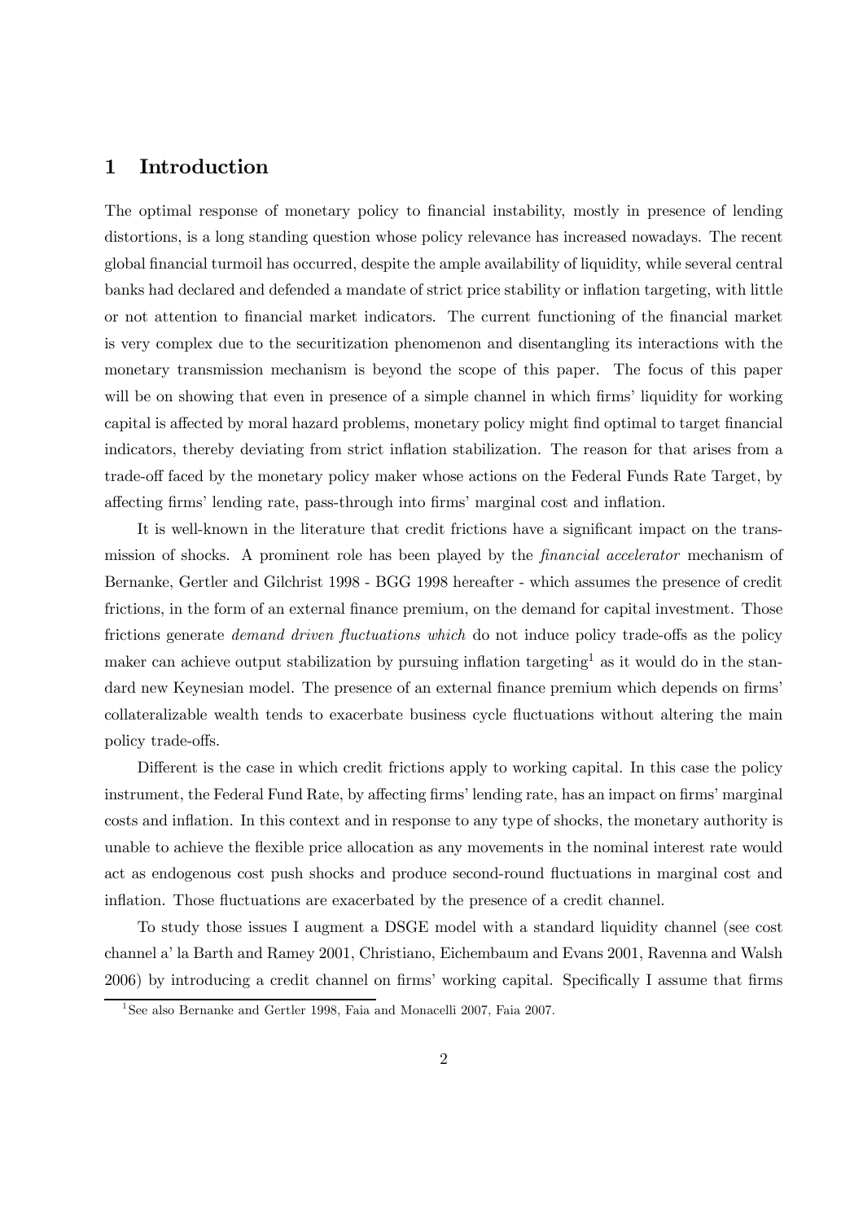# 1 Introduction

The optimal response of monetary policy to financial instability, mostly in presence of lending distortions, is a long standing question whose policy relevance has increased nowadays. The recent global financial turmoil has occurred, despite the ample availability of liquidity, while several central banks had declared and defended a mandate of strict price stability or inflation targeting, with little or not attention to financial market indicators. The current functioning of the financial market is very complex due to the securitization phenomenon and disentangling its interactions with the monetary transmission mechanism is beyond the scope of this paper. The focus of this paper will be on showing that even in presence of a simple channel in which firms' liquidity for working capital is affected by moral hazard problems, monetary policy might find optimal to target financial indicators, thereby deviating from strict inflation stabilization. The reason for that arises from a trade-off faced by the monetary policy maker whose actions on the Federal Funds Rate Target, by affecting firms' lending rate, pass-through into firms' marginal cost and inflation.

It is well-known in the literature that credit frictions have a significant impact on the transmission of shocks. A prominent role has been played by the *financial accelerator* mechanism of Bernanke, Gertler and Gilchrist 1998 - BGG 1998 hereafter - which assumes the presence of credit frictions, in the form of an external finance premium, on the demand for capital investment. Those frictions generate *demand driven fluctuations which* do not induce policy trade-offs as the policy maker can achieve output stabilization by pursuing inflation targeting[1] as it would do in the standard new Keynesian model. The presence of an external finance premium which depends on firms' collateralizable wealth tends to exacerbate business cycle fluctuations without altering the main policy trade-offs.

Different is the case in which credit frictions apply to working capital. In this case the policy instrument, the Federal Fund Rate, by affecting firms' lending rate, has an impact on firms' marginal costs and inflation. In this context and in response to any type of shocks, the monetary authority is unable to achieve the flexible price allocation as any movements in the nominal interest rate would act as endogenous cost push shocks and produce second-round fluctuations in marginal cost and inflation. Those fluctuations are exacerbated by the presence of a credit channel.

To study those issues I augment a DSGE model with a standard liquidity channel (see cost channel a' la Barth and Ramey 2001, Christiano, Eichembaum and Evans 2001, Ravenna and Walsh 2006) by introducing a credit channel on firms' working capital. Specifically I assume that firms

[1] See also Bernanke and Gertler 1998, Faia and Monacelli 2007, Faia 2007.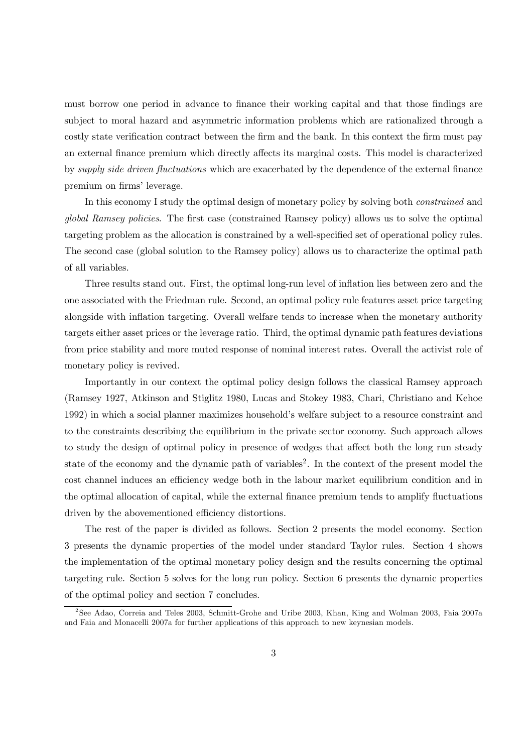must borrow one period in advance to finance their working capital and that those findings are subject to moral hazard and asymmetric information problems which are rationalized through a costly state verification contract between the firm and the bank. In this context the firm must pay an external finance premium which directly affects its marginal costs. This model is characterized by *supply side driven fluctuations* which are exacerbated by the dependence of the external finance premium on firms' leverage.

In this economy I study the optimal design of monetary policy by solving both *constrained* and *global Ramsey policies*. The first case (constrained Ramsey policy) allows us to solve the optimal targeting problem as the allocation is constrained by a well-specified set of operational policy rules. The second case (global solution to the Ramsey policy) allows us to characterize the optimal path of all variables.

Three results stand out. First, the optimal long-run level of inflation lies between zero and the one associated with the Friedman rule. Second, an optimal policy rule features asset price targeting alongside with inflation targeting. Overall welfare tends to increase when the monetary authority targets either asset prices or the leverage ratio. Third, the optimal dynamic path features deviations from price stability and more muted response of nominal interest rates. Overall the activist role of monetary policy is revived.

Importantly in our context the optimal policy design follows the classical Ramsey approach (Ramsey 1927, Atkinson and Stiglitz 1980, Lucas and Stokey 1983, Chari, Christiano and Kehoe 1992) in which a social planner maximizes household's welfare subject to a resource constraint and to the constraints describing the equilibrium in the private sector economy. Such approach allows to study the design of optimal policy in presence of wedges that affect both the long run steady state of the economy and the dynamic path of variables[2]. In the context of the present model the cost channel induces an efficiency wedge both in the labour market equilibrium condition and in the optimal allocation of capital, while the external finance premium tends to amplify fluctuations driven by the abovementioned efficiency distortions.

The rest of the paper is divided as follows. Section 2 presents the model economy. Section 3 presents the dynamic properties of the model under standard Taylor rules. Section 4 shows the implementation of the optimal monetary policy design and the results concerning the optimal targeting rule. Section 5 solves for the long run policy. Section 6 presents the dynamic properties of the optimal policy and section 7 concludes.

[2] See Adao, Correia and Teles 2003, Schmitt-Grohe and Uribe 2003, Khan, King and Wolman 2003, Faia 2007a and Faia and Monacelli 2007a for further applications of this approach to new keynesian models.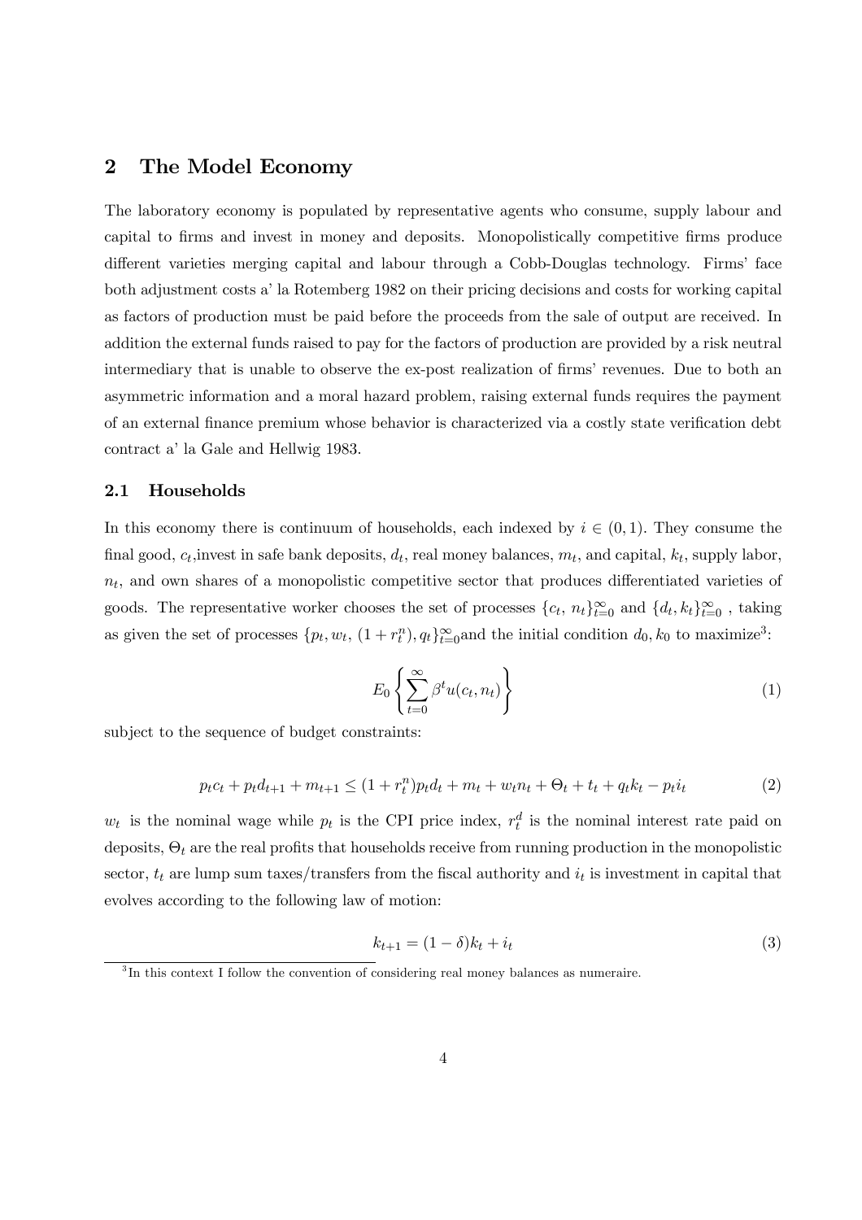## 2 The Model Economy

The laboratory economy is populated by representative agents who consume, supply labour and capital to firms and invest in money and deposits. Monopolistically competitive firms produce different varieties merging capital and labour through a Cobb-Douglas technology. Firms' face both adjustment costs a' la Rotemberg 1982 on their pricing decisions and costs for working capital as factors of production must be paid before the proceeds from the sale of output are received. In addition the external funds raised to pay for the factors of production are provided by a risk neutral intermediary that is unable to observe the ex-post realization of firms' revenues. Due to both an asymmetric information and a moral hazard problem, raising external funds requires the payment of an external finance premium whose behavior is characterized via a costly state verification debt contract a' la Gale and Hellwig 1983.

### 2.1 Households

In this economy there is continuum of households, each indexed by $i \in (0, 1)$. They consume the final good, $c_t$,invest in safe bank deposits, $d_t$, real money balances, $m_t$, and capital, $k_t$, supply labor, $n_t$, and own shares of a monopolistic competitive sector that produces differentiated varieties of goods. The representative worker chooses the set of processes $\{c_t,\, n_t\}_{t=0}^{\infty}$ and $\{d_t, k_t\}_{t=0}^{\infty}$ , taking as given the set of processes $\{p_t, w_t,\, (1 + r_t^n), q_t\}_{t=0}^{\infty}$and the initial condition $d_0, k_0$ to maximize[3]:

$$E_0 \left\{ \sum_{t=0}^{\infty} \beta^t u(c_t, n_t) \right\} \tag{1}$$

subject to the sequence of budget constraints:

$$p_t c_t + p_t d_{t+1} + m_{t+1} \leq (1 + r_t^n) p_t d_t + m_t + w_t n_t + \Theta_t + t_t + q_t k_t - p_t i_t \tag{2}$$

$w_t$ is the nominal wage while $p_t$ is the CPI price index, $r_t^d$ is the nominal interest rate paid on deposits, $\Theta_t$ are the real profits that households receive from running production in the monopolistic sector, $t_t$ are lump sum taxes/transfers from the fiscal authority and $i_t$ is investment in capital that evolves according to the following law of motion:

$$k_{t+1} = (1 - \delta) k_t + i_t \tag{3}$$

[3]In this context I follow the convention of considering real money balances as numeraire.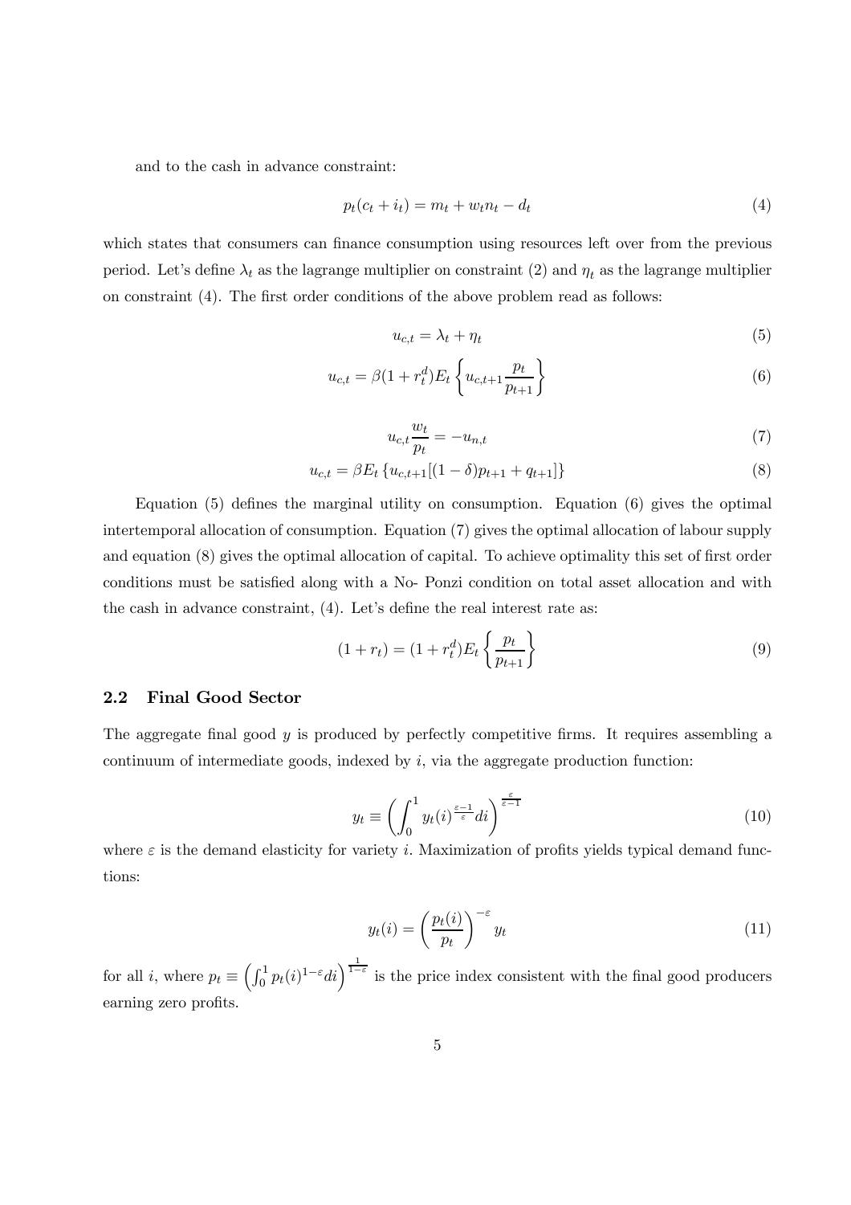and to the cash in advance constraint:

$$p_t(c_t + i_t) = m_t + w_t n_t - d_t \tag{4}$$

which states that consumers can finance consumption using resources left over from the previous period. Let's define $\lambda_t$ as the lagrange multiplier on constraint (2) and $\eta_t$ as the lagrange multiplier on constraint (4). The first order conditions of the above problem read as follows:

$$u_{c,t} = \lambda_t + \eta_t \tag{5}$$

$$u_{c,t} = \beta(1 + r_t^d) E_t \left\{ u_{c,t+1} \frac{p_t}{p_{t+1}} \right\} \tag{6}$$

$$u_{c,t} \frac{w_t}{p_t} = -u_{n,t} \tag{7}$$

$$u_{c,t} = \beta E_t \left\{ u_{c,t+1} [(1 - \delta) p_{t+1} + q_{t+1}] \right\} \tag{8}$$

Equation (5) defines the marginal utility on consumption. Equation (6) gives the optimal intertemporal allocation of consumption. Equation (7) gives the optimal allocation of labour supply and equation (8) gives the optimal allocation of capital. To achieve optimality this set of first order conditions must be satisfied along with a No- Ponzi condition on total asset allocation and with the cash in advance constraint, (4). Let's define the real interest rate as:

$$(1 + r_t) = (1 + r_t^d) E_t \left\{ \frac{p_t}{p_{t+1}} \right\} \tag{9}$$

### 2.2 Final Good Sector

The aggregate final good $y$ is produced by perfectly competitive firms. It requires assembling a continuum of intermediate goods, indexed by $i$, via the aggregate production function:

$$y_t \equiv \left( \int_0^1 y_t(i)^{\frac{\varepsilon - 1}{\varepsilon}} di \right)^{\frac{\varepsilon}{\varepsilon - 1}} \tag{10}$$

where $\varepsilon$ is the demand elasticity for variety $i$. Maximization of profits yields typical demand functions:

$$y_t(i) = \left( \frac{p_t(i)}{p_t} \right)^{-\varepsilon} y_t \tag{11}$$

for all $i$, where $p_t \equiv \left( \int_0^1 p_t(i)^{1-\varepsilon} di \right)^{\frac{1}{1-\varepsilon}}$ is the price index consistent with the final good producers earning zero profits.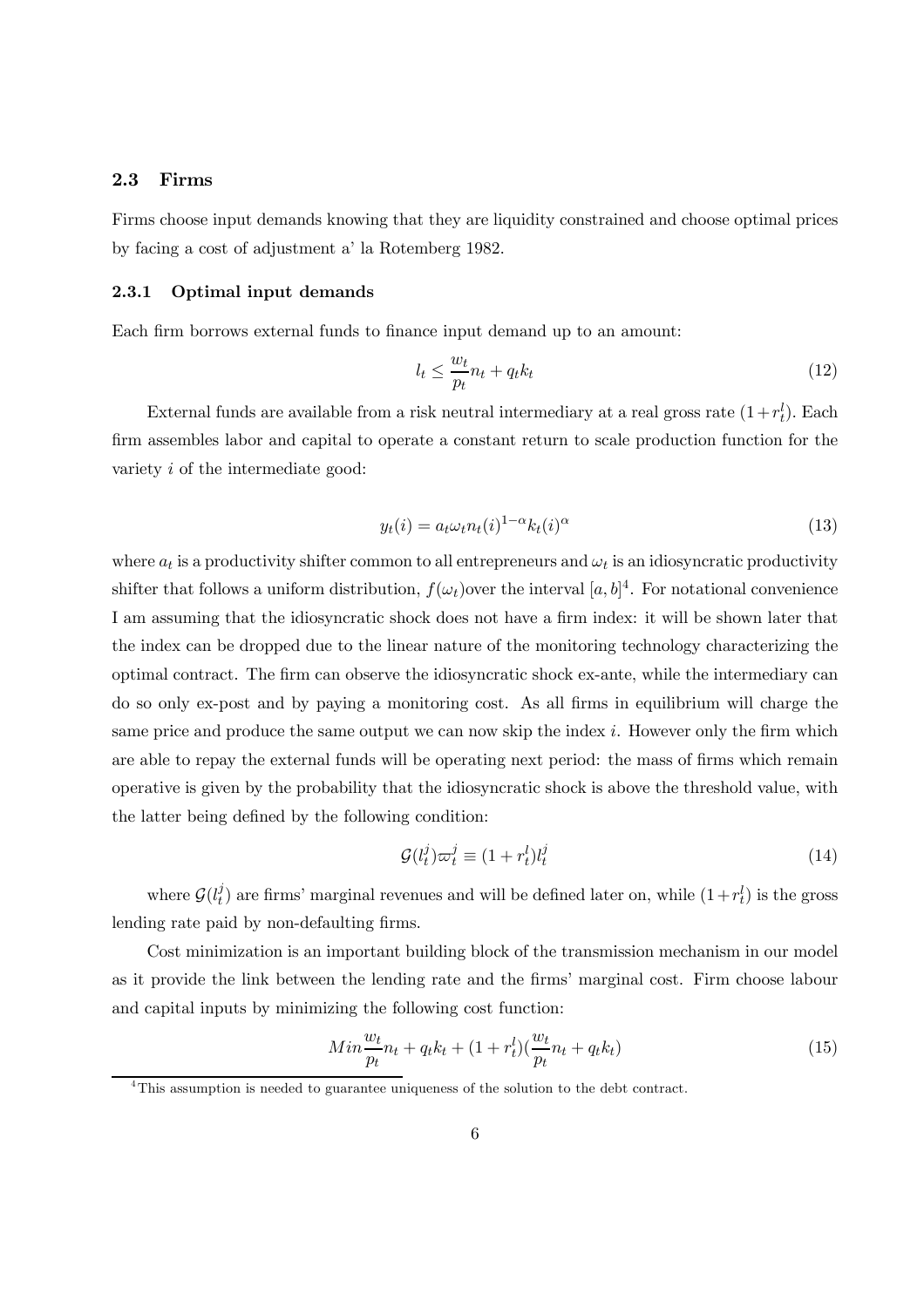## 2.3 Firms

Firms choose input demands knowing that they are liquidity constrained and choose optimal prices by facing a cost of adjustment a' la Rotemberg 1982.

### 2.3.1 Optimal input demands

Each firm borrows external funds to finance input demand up to an amount:

$$l_t \leq \frac{w_t}{p_t} n_t + q_t k_t \tag{12}$$

External funds are available from a risk neutral intermediary at a real gross rate $(1+r_t^l)$. Each firm assembles labor and capital to operate a constant return to scale production function for the variety $i$ of the intermediate good:

$$y_t(i) = a_t \omega_t n_t(i)^{1-\alpha} k_t(i)^{\alpha} \tag{13}$$

where $a_t$ is a productivity shifter common to all entrepreneurs and $\omega_t$ is an idiosyncratic productivity shifter that follows a uniform distribution, $f(\omega_t)$over the interval $[a,b]$[4]. For notational convenience I am assuming that the idiosyncratic shock does not have a firm index: it will be shown later that the index can be dropped due to the linear nature of the monitoring technology characterizing the optimal contract. The firm can observe the idiosyncratic shock ex-ante, while the intermediary can do so only ex-post and by paying a monitoring cost. As all firms in equilibrium will charge the same price and produce the same output we can now skip the index $i$. However only the firm which are able to repay the external funds will be operating next period: the mass of firms which remain operative is given by the probability that the idiosyncratic shock is above the threshold value, with the latter being defined by the following condition:

$$\mathcal{G}(l_t^j) \varpi_t^j \equiv (1+r_t^l) l_t^j \tag{14}$$

where $\mathcal{G}(l_t^j)$ are firms' marginal revenues and will be defined later on, while $(1+r_t^l)$ is the gross lending rate paid by non-defaulting firms.

Cost minimization is an important building block of the transmission mechanism in our model as it provide the link between the lending rate and the firms' marginal cost. Firm choose labour and capital inputs by minimizing the following cost function:

$$Min \frac{w_t}{p_t} n_t + q_t k_t + (1+r_t^l)(\frac{w_t}{p_t} n_t + q_t k_t) \tag{15}$$

[4] This assumption is needed to guarantee uniqueness of the solution to the debt contract.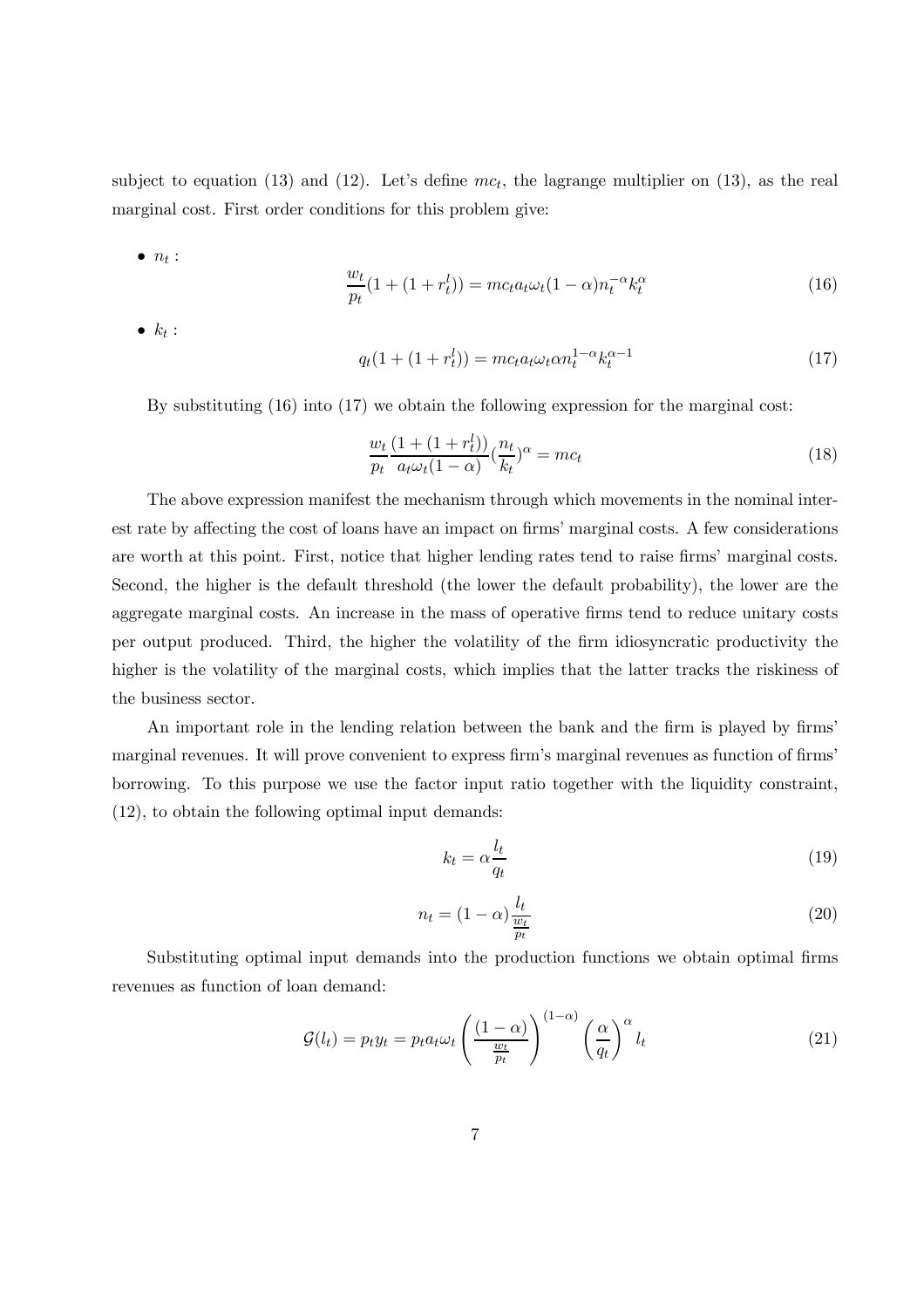subject to equation (13) and (12). Let's define $mc_t$, the lagrange multiplier on (13), as the real marginal cost. First order conditions for this problem give:

- $n_t$ :

$$\frac{w_t}{p_t}(1+(1+r_t^l)) = mc_t a_t \omega_t (1-\alpha) n_t^{-\alpha} k_t^{\alpha} \tag{16}$$

- $k_t$ :

$$q_t(1+(1+r_t^l)) = mc_t a_t \omega_t \alpha n_t^{1-\alpha} k_t^{\alpha-1} \tag{17}$$

By substituting (16) into (17) we obtain the following expression for the marginal cost:

$$\frac{w_t}{p_t}\frac{(1+(1+r_t^l))}{a_t \omega_t (1-\alpha)}(\frac{n_t}{k_t})^{\alpha} = mc_t \tag{18}$$

The above expression manifest the mechanism through which movements in the nominal interest rate by affecting the cost of loans have an impact on firms' marginal costs. A few considerations are worth at this point. First, notice that higher lending rates tend to raise firms' marginal costs. Second, the higher is the default threshold (the lower the default probability), the lower are the aggregate marginal costs. An increase in the mass of operative firms tend to reduce unitary costs per output produced. Third, the higher the volatility of the firm idiosyncratic productivity the higher is the volatility of the marginal costs, which implies that the latter tracks the riskiness of the business sector.

An important role in the lending relation between the bank and the firm is played by firms' marginal revenues. It will prove convenient to express firm's marginal revenues as function of firms' borrowing. To this purpose we use the factor input ratio together with the liquidity constraint, (12), to obtain the following optimal input demands:

$$k_t = \alpha \frac{l_t}{q_t} \tag{19}$$

$$n_t = (1-\alpha)\frac{l_t}{\frac{w_t}{p_t}} \tag{20}$$

Substituting optimal input demands into the production functions we obtain optimal firms revenues as function of loan demand:

$$\mathcal{G}(l_t) = p_t y_t = p_t a_t \omega_t \left(\frac{(1-\alpha)}{\frac{w_t}{p_t}}\right)^{(1-\alpha)} \left(\frac{\alpha}{q_t}\right)^{\alpha} l_t \tag{21}$$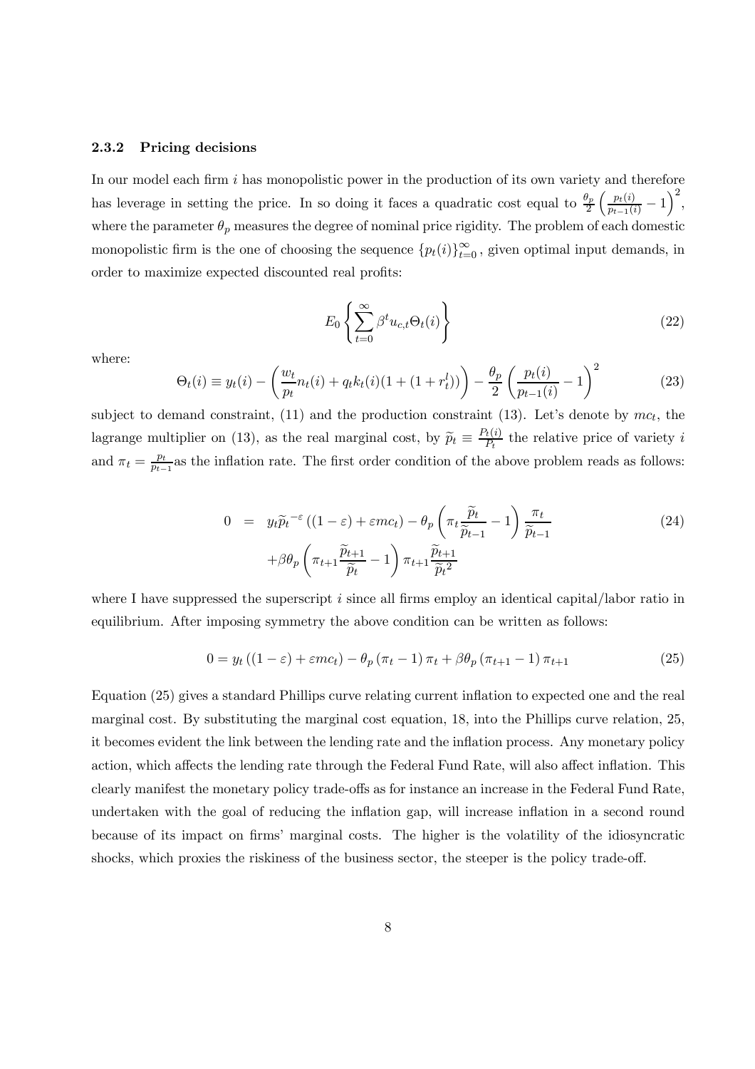### 2.3.2 Pricing decisions

In our model each firm $i$ has monopolistic power in the production of its own variety and therefore has leverage in setting the price. In so doing it faces a quadratic cost equal to $\frac{\theta_p}{2}\left(\frac{p_t(i)}{p_{t-1}(i)} - 1\right)^2$, where the parameter $\theta_p$ measures the degree of nominal price rigidity. The problem of each domestic monopolistic firm is the one of choosing the sequence $\{p_t(i)\}_{t=0}^{\infty}$, given optimal input demands, in order to maximize expected discounted real profits:

$$E_0 \left\{ \sum_{t=0}^{\infty} \beta^t u_{c,t} \Theta_t(i) \right\} \tag{22}$$

where:

$$\Theta_t(i) \equiv y_t(i) - \left( \frac{w_t}{p_t} n_t(i) + q_t k_t(i)(1 + (1 + r_t^l)) \right) - \frac{\theta_p}{2} \left( \frac{p_t(i)}{p_{t-1}(i)} - 1 \right)^2 \tag{23}$$

subject to demand constraint, (11) and the production constraint (13). Let's denote by $mc_t$, the lagrange multiplier on (13), as the real marginal cost, by $\widetilde{p}_t \equiv \frac{P_t(i)}{P_t}$ the relative price of variety $i$ and $\pi_t = \frac{p_t}{p_{t-1}}$as the inflation rate. The first order condition of the above problem reads as follows:

$$\begin{aligned} 0 \;&=\; y_t \widetilde{p}_t^{\,-\varepsilon} \left( (1 - \varepsilon) + \varepsilon mc_t \right) - \theta_p \left( \pi_t \frac{\widetilde{p}_t}{\widetilde{p}_{t-1}} - 1 \right) \frac{\pi_t}{\widetilde{p}_{t-1}} \\ &\quad + \beta \theta_p \left( \pi_{t+1} \frac{\widetilde{p}_{t+1}}{\widetilde{p}_t} - 1 \right) \pi_{t+1} \frac{\widetilde{p}_{t+1}}{\widetilde{p}_t^{\,2}} \end{aligned} \tag{24}$$

where I have suppressed the superscript $i$ since all firms employ an identical capital/labor ratio in equilibrium. After imposing symmetry the above condition can be written as follows:

$$0 = y_t \left( (1 - \varepsilon) + \varepsilon mc_t \right) - \theta_p \left( \pi_t - 1 \right) \pi_t + \beta \theta_p \left( \pi_{t+1} - 1 \right) \pi_{t+1} \tag{25}$$

Equation (25) gives a standard Phillips curve relating current inflation to expected one and the real marginal cost. By substituting the marginal cost equation, 18, into the Phillips curve relation, 25, it becomes evident the link between the lending rate and the inflation process. Any monetary policy action, which affects the lending rate through the Federal Fund Rate, will also affect inflation. This clearly manifest the monetary policy trade-offs as for instance an increase in the Federal Fund Rate, undertaken with the goal of reducing the inflation gap, will increase inflation in a second round because of its impact on firms' marginal costs. The higher is the volatility of the idiosyncratic shocks, which proxies the riskiness of the business sector, the steeper is the policy trade-off.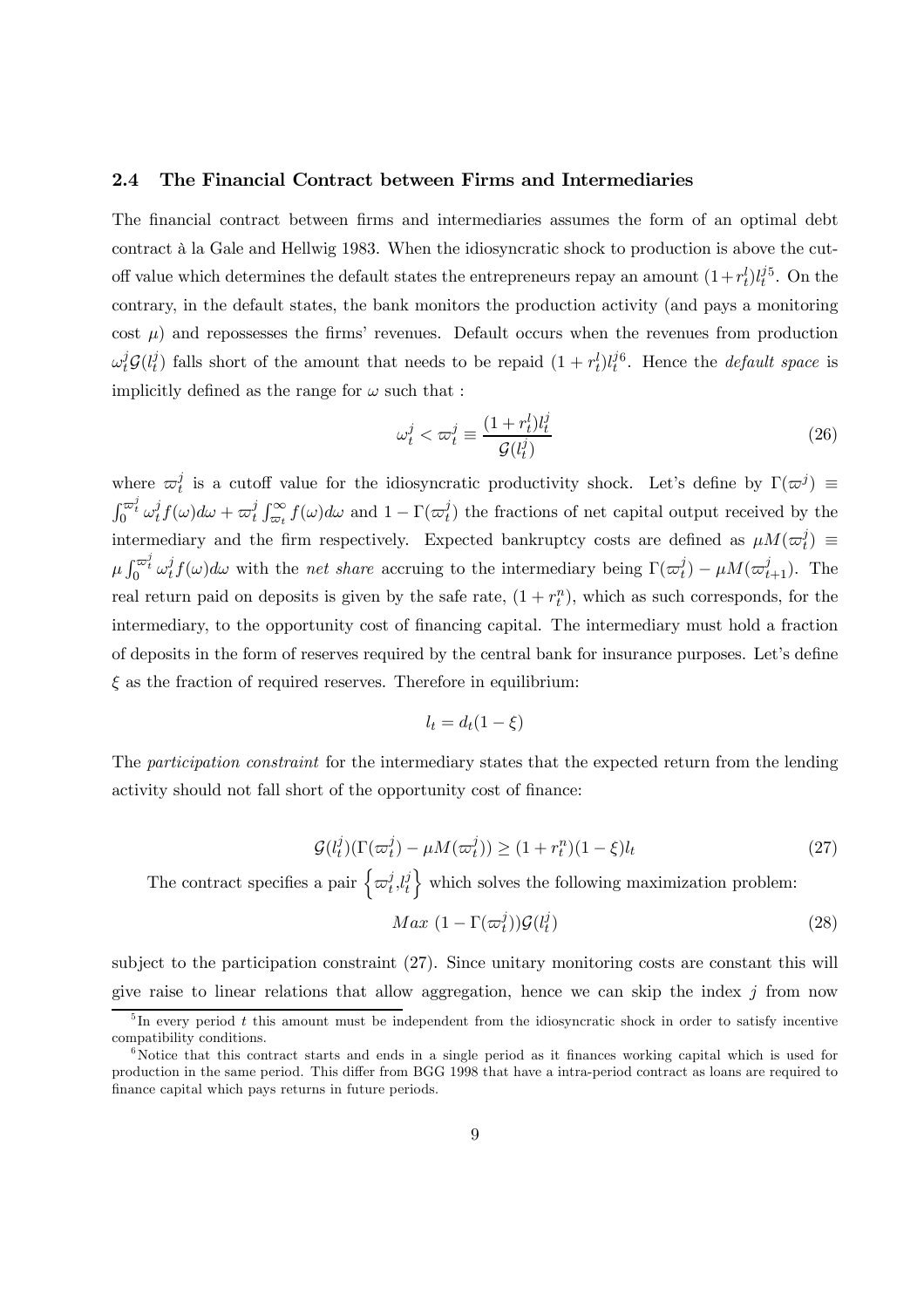### 2.4 The Financial Contract between Firms and Intermediaries

The financial contract between firms and intermediaries assumes the form of an optimal debt contract à la Gale and Hellwig 1983. When the idiosyncratic shock to production is above the cut-off value which determines the default states the entrepreneurs repay an amount $(1+r_t^l)l_t^j$[5]. On the contrary, in the default states, the bank monitors the production activity (and pays a monitoring cost $\mu$) and repossesses the firms' revenues. Default occurs when the revenues from production $\omega_t^j \mathcal{G}(l_t^j)$ falls short of the amount that needs to be repaid $(1+r_t^l)l_t^j$[6]. Hence the *default space* is implicitly defined as the range for $\omega$ such that :

$$\omega_t^j < \varpi_t^j \equiv \frac{(1+r_t^l)l_t^j}{\mathcal{G}(l_t^j)} \tag{26}$$

where $\varpi_t^j$ is a cutoff value for the idiosyncratic productivity shock. Let's define by $\Gamma(\varpi^j) \equiv \int_0^{\varpi_t^j} \omega_t^j f(\omega)d\omega + \varpi_t^j \int_{\varpi_t}^{\infty} f(\omega)d\omega$ and $1-\Gamma(\varpi_t^j)$ the fractions of net capital output received by the intermediary and the firm respectively. Expected bankruptcy costs are defined as $\mu M(\varpi_t^j) \equiv \mu \int_0^{\varpi_t^j} \omega_t^j f(\omega)d\omega$ with the *net share* accruing to the intermediary being $\Gamma(\varpi_t^j) - \mu M(\varpi_{t+1}^j)$. The real return paid on deposits is given by the safe rate, $(1+r_t^n)$, which as such corresponds, for the intermediary, to the opportunity cost of financing capital. The intermediary must hold a fraction of deposits in the form of reserves required by the central bank for insurance purposes. Let's define $\xi$ as the fraction of required reserves. Therefore in equilibrium:

$$l_t = d_t(1-\xi)$$

The *participation constraint* for the intermediary states that the expected return from the lending activity should not fall short of the opportunity cost of finance:

$$\mathcal{G}(l_t^j)(\Gamma(\varpi_t^j) - \mu M(\varpi_t^j)) \geq (1+r_t^n)(1-\xi)l_t \tag{27}$$

The contract specifies a pair $\left\{\varpi_t^j, l_t^j\right\}$ which solves the following maximization problem:

$$Max\ (1-\Gamma(\varpi_t^j))\mathcal{G}(l_t^j) \tag{28}$$

subject to the participation constraint (27). Since unitary monitoring costs are constant this will give raise to linear relations that allow aggregation, hence we can skip the index $j$ from now

[5] In every period $t$ this amount must be independent from the idiosyncratic shock in order to satisfy incentive compatibility conditions.

[6] Notice that this contract starts and ends in a single period as it finances working capital which is used for production in the same period. This differ from BGG 1998 that have a intra-period contract as loans are required to finance capital which pays returns in future periods.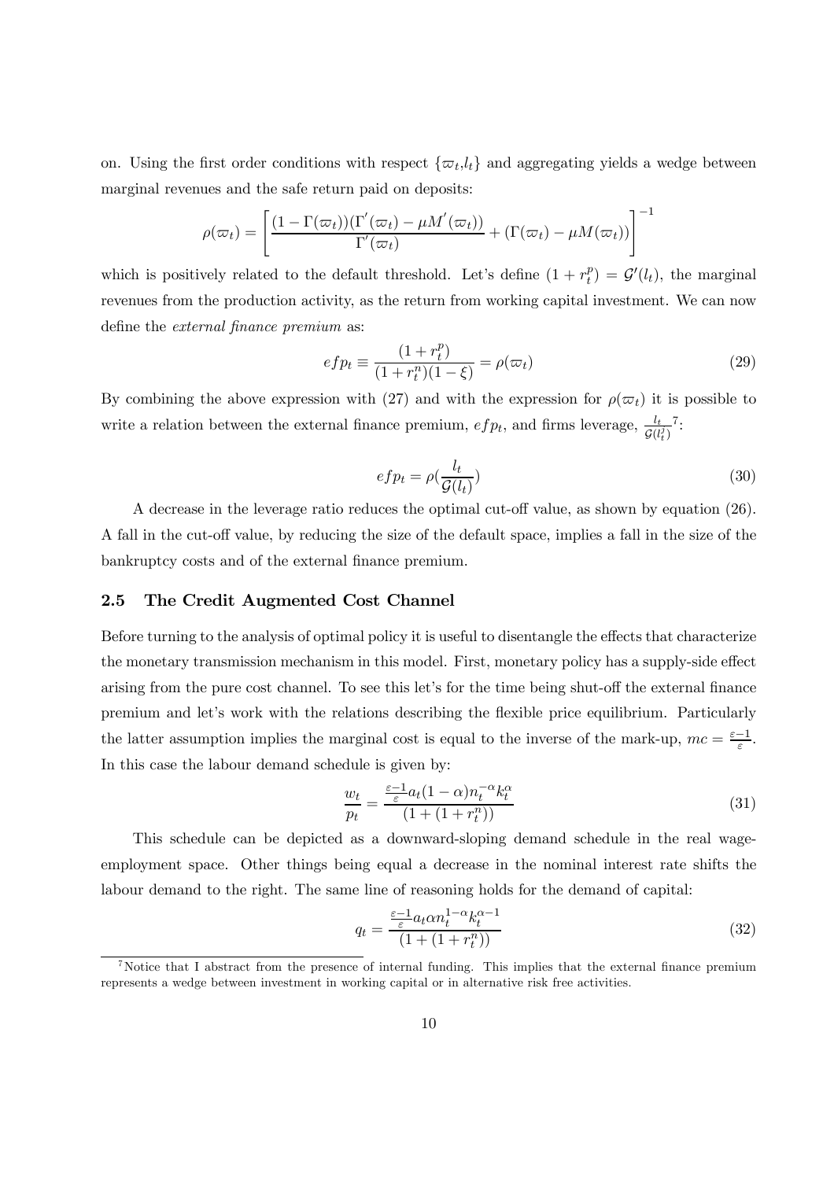on. Using the first order conditions with respect $\{\varpi_t, l_t\}$ and aggregating yields a wedge between marginal revenues and the safe return paid on deposits:

$$\rho(\varpi_t) = \left[ \frac{(1-\Gamma(\varpi_t))(\Gamma^{'}(\varpi_t) - \mu M^{'}(\varpi_t))}{\Gamma^{'}(\varpi_t)} + (\Gamma(\varpi_t) - \mu M(\varpi_t)) \right]^{-1}$$

which is positively related to the default threshold. Let's define $(1 + r_t^p) = \mathcal{G}'(l_t)$, the marginal revenues from the production activity, as the return from working capital investment. We can now define the *external finance premium* as:

$$efp_t \equiv \frac{(1 + r_t^p)}{(1 + r_t^n)(1 - \xi)} = \rho(\varpi_t) \tag{29}$$

By combining the above expression with (27) and with the expression for $\rho(\varpi_t)$ it is possible to write a relation between the external finance premium, $efp_t$, and firms leverage, $\frac{l_t}{\mathcal{G}(l_t^l)}$[7]:

$$efp_t = \rho(\frac{l_t}{\mathcal{G}(l_t)}) \tag{30}$$

A decrease in the leverage ratio reduces the optimal cut-off value, as shown by equation (26). A fall in the cut-off value, by reducing the size of the default space, implies a fall in the size of the bankruptcy costs and of the external finance premium.

### 2.5 The Credit Augmented Cost Channel

Before turning to the analysis of optimal policy it is useful to disentangle the effects that characterize the monetary transmission mechanism in this model. First, monetary policy has a supply-side effect arising from the pure cost channel. To see this let's for the time being shut-off the external finance premium and let's work with the relations describing the flexible price equilibrium. Particularly the latter assumption implies the marginal cost is equal to the inverse of the mark-up, $mc = \frac{\varepsilon - 1}{\varepsilon}$. In this case the labour demand schedule is given by:

$$\frac{w_t}{p_t} = \frac{\frac{\varepsilon-1}{\varepsilon} a_t (1-\alpha) n_t^{-\alpha} k_t^{\alpha}}{(1 + (1 + r_t^n))} \tag{31}$$

This schedule can be depicted as a downward-sloping demand schedule in the real wage-employment space. Other things being equal a decrease in the nominal interest rate shifts the labour demand to the right. The same line of reasoning holds for the demand of capital:

$$q_t = \frac{\frac{\varepsilon-1}{\varepsilon} a_t \alpha n_t^{1-\alpha} k_t^{\alpha-1}}{(1 + (1 + r_t^n))} \tag{32}$$

[7] Notice that I abstract from the presence of internal funding. This implies that the external finance premium represents a wedge between investment in working capital or in alternative risk free activities.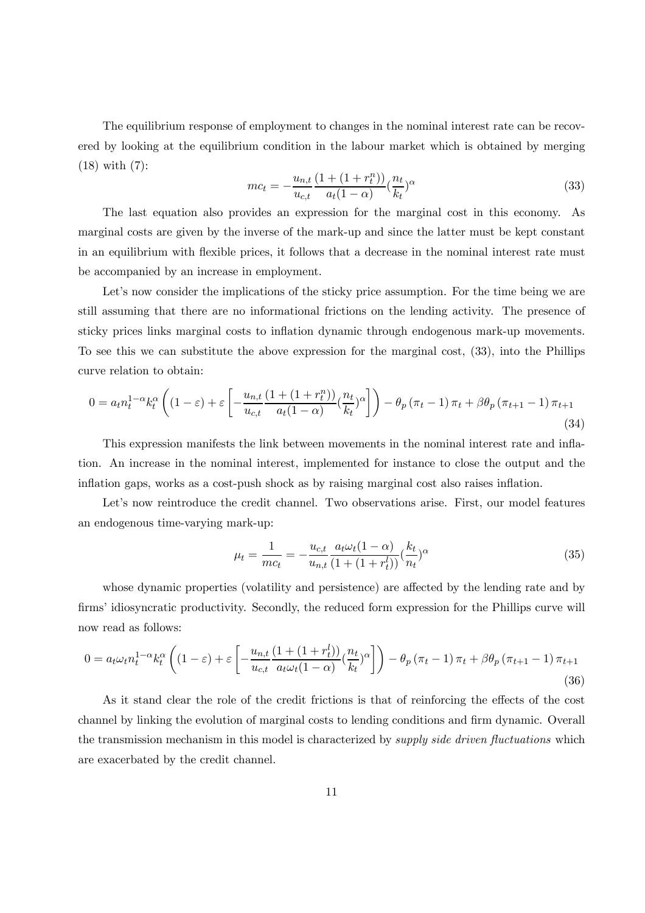The equilibrium response of employment to changes in the nominal interest rate can be recovered by looking at the equilibrium condition in the labour market which is obtained by merging (18) with (7):

$$mc_t = -\frac{u_{n,t}}{u_{c,t}} \frac{(1 + (1 + r_t^n))}{a_t(1 - \alpha)} (\frac{n_t}{k_t})^\alpha \tag{33}$$

The last equation also provides an expression for the marginal cost in this economy. As marginal costs are given by the inverse of the mark-up and since the latter must be kept constant in an equilibrium with flexible prices, it follows that a decrease in the nominal interest rate must be accompanied by an increase in employment.

Let's now consider the implications of the sticky price assumption. For the time being we are still assuming that there are no informational frictions on the lending activity. The presence of sticky prices links marginal costs to inflation dynamic through endogenous mark-up movements. To see this we can substitute the above expression for the marginal cost, (33), into the Phillips curve relation to obtain:

$$0 = a_t n_t^{1-\alpha} k_t^\alpha \left( (1 - \varepsilon) + \varepsilon \left[ -\frac{u_{n,t}}{u_{c,t}} \frac{(1 + (1 + r_t^n))}{a_t(1 - \alpha)} (\frac{n_t}{k_t})^\alpha \right] \right) - \theta_p (\pi_t - 1) \pi_t + \beta \theta_p (\pi_{t+1} - 1) \pi_{t+1} \tag{34}$$

This expression manifests the link between movements in the nominal interest rate and inflation. An increase in the nominal interest, implemented for instance to close the output and the inflation gaps, works as a cost-push shock as by raising marginal cost also raises inflation.

Let's now reintroduce the credit channel. Two observations arise. First, our model features an endogenous time-varying mark-up:

$$\mu_t = \frac{1}{mc_t} = -\frac{u_{c,t}}{u_{n,t}} \frac{a_t \omega_t (1 - \alpha)}{(1 + (1 + r_t^l))} (\frac{k_t}{n_t})^\alpha \tag{35}$$

whose dynamic properties (volatility and persistence) are affected by the lending rate and by firms' idiosyncratic productivity. Secondly, the reduced form expression for the Phillips curve will now read as follows:

$$0 = a_t \omega_t n_t^{1-\alpha} k_t^\alpha \left( (1 - \varepsilon) + \varepsilon \left[ -\frac{u_{n,t}}{u_{c,t}} \frac{(1 + (1 + r_t^l))}{a_t \omega_t (1 - \alpha)} (\frac{n_t}{k_t})^\alpha \right] \right) - \theta_p (\pi_t - 1) \pi_t + \beta \theta_p (\pi_{t+1} - 1) \pi_{t+1} \tag{36}$$

As it stand clear the role of the credit frictions is that of reinforcing the effects of the cost channel by linking the evolution of marginal costs to lending conditions and firm dynamic. Overall the transmission mechanism in this model is characterized by *supply side driven fluctuations* which are exacerbated by the credit channel.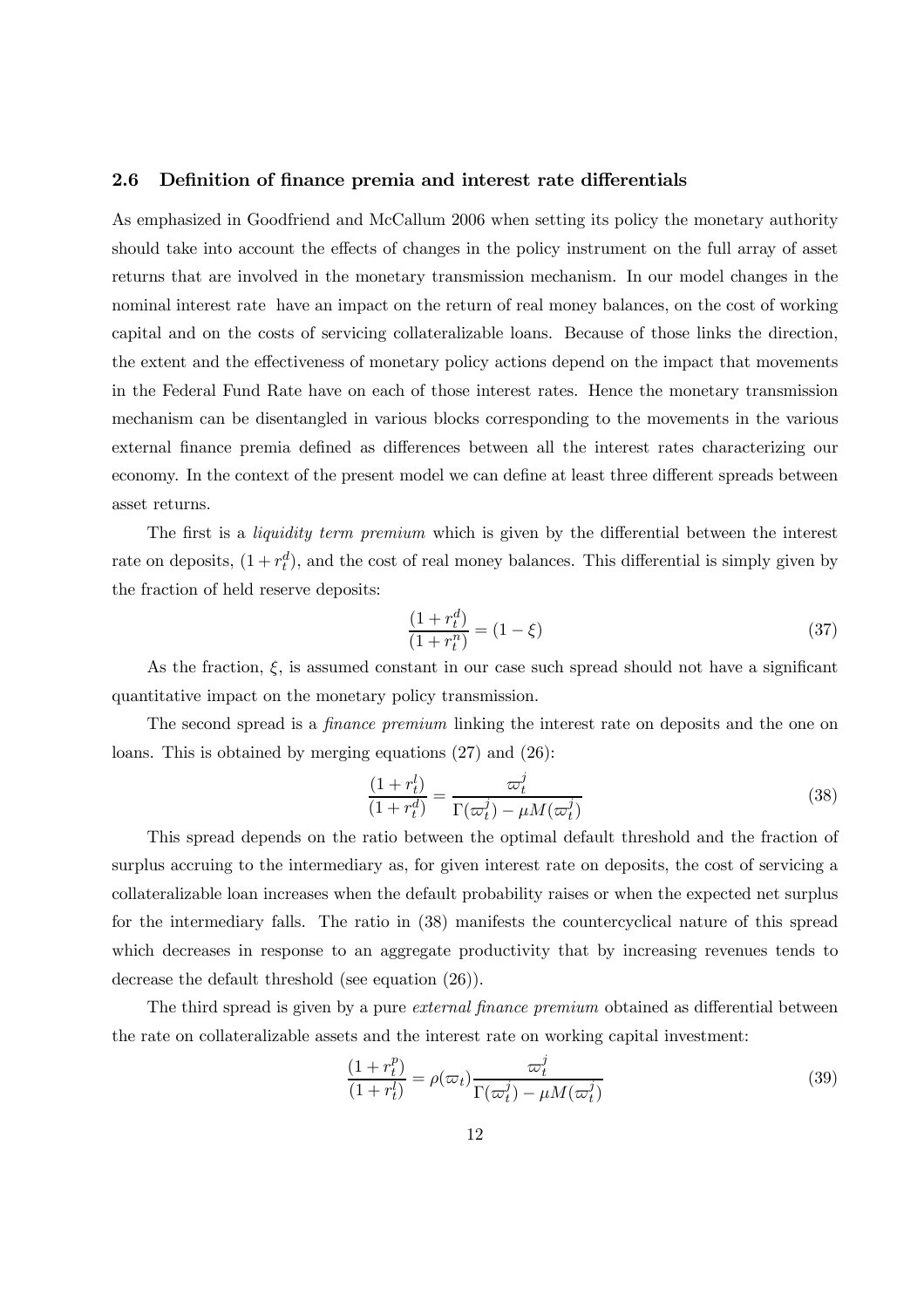### 2.6 Definition of finance premia and interest rate differentials

As emphasized in Goodfriend and McCallum 2006 when setting its policy the monetary authority should take into account the effects of changes in the policy instrument on the full array of asset returns that are involved in the monetary transmission mechanism. In our model changes in the nominal interest rate have an impact on the return of real money balances, on the cost of working capital and on the costs of servicing collateralizable loans. Because of those links the direction, the extent and the effectiveness of monetary policy actions depend on the impact that movements in the Federal Fund Rate have on each of those interest rates. Hence the monetary transmission mechanism can be disentangled in various blocks corresponding to the movements in the various external finance premia defined as differences between all the interest rates characterizing our economy. In the context of the present model we can define at least three different spreads between asset returns.

The first is a *liquidity term premium* which is given by the differential between the interest rate on deposits, $(1 + r_t^d)$, and the cost of real money balances. This differential is simply given by the fraction of held reserve deposits:

$$\frac{(1 + r_t^d)}{(1 + r_t^n)} = (1 - \xi) \tag{37}$$

As the fraction, $\xi$, is assumed constant in our case such spread should not have a significant quantitative impact on the monetary policy transmission.

The second spread is a *finance premium* linking the interest rate on deposits and the one on loans. This is obtained by merging equations (27) and (26):

$$\frac{(1 + r_t^l)}{(1 + r_t^d)} = \frac{\varpi_t^j}{\Gamma(\varpi_t^j) - \mu M(\varpi_t^j)} \tag{38}$$

This spread depends on the ratio between the optimal default threshold and the fraction of surplus accruing to the intermediary as, for given interest rate on deposits, the cost of servicing a collateralizable loan increases when the default probability raises or when the expected net surplus for the intermediary falls. The ratio in (38) manifests the countercyclical nature of this spread which decreases in response to an aggregate productivity that by increasing revenues tends to decrease the default threshold (see equation (26)).

The third spread is given by a pure *external finance premium* obtained as differential between the rate on collateralizable assets and the interest rate on working capital investment:

$$\frac{(1 + r_t^p)}{(1 + r_t^l)} = \rho(\varpi_t) \frac{\varpi_t^j}{\Gamma(\varpi_t^j) - \mu M(\varpi_t^j)} \tag{39}$$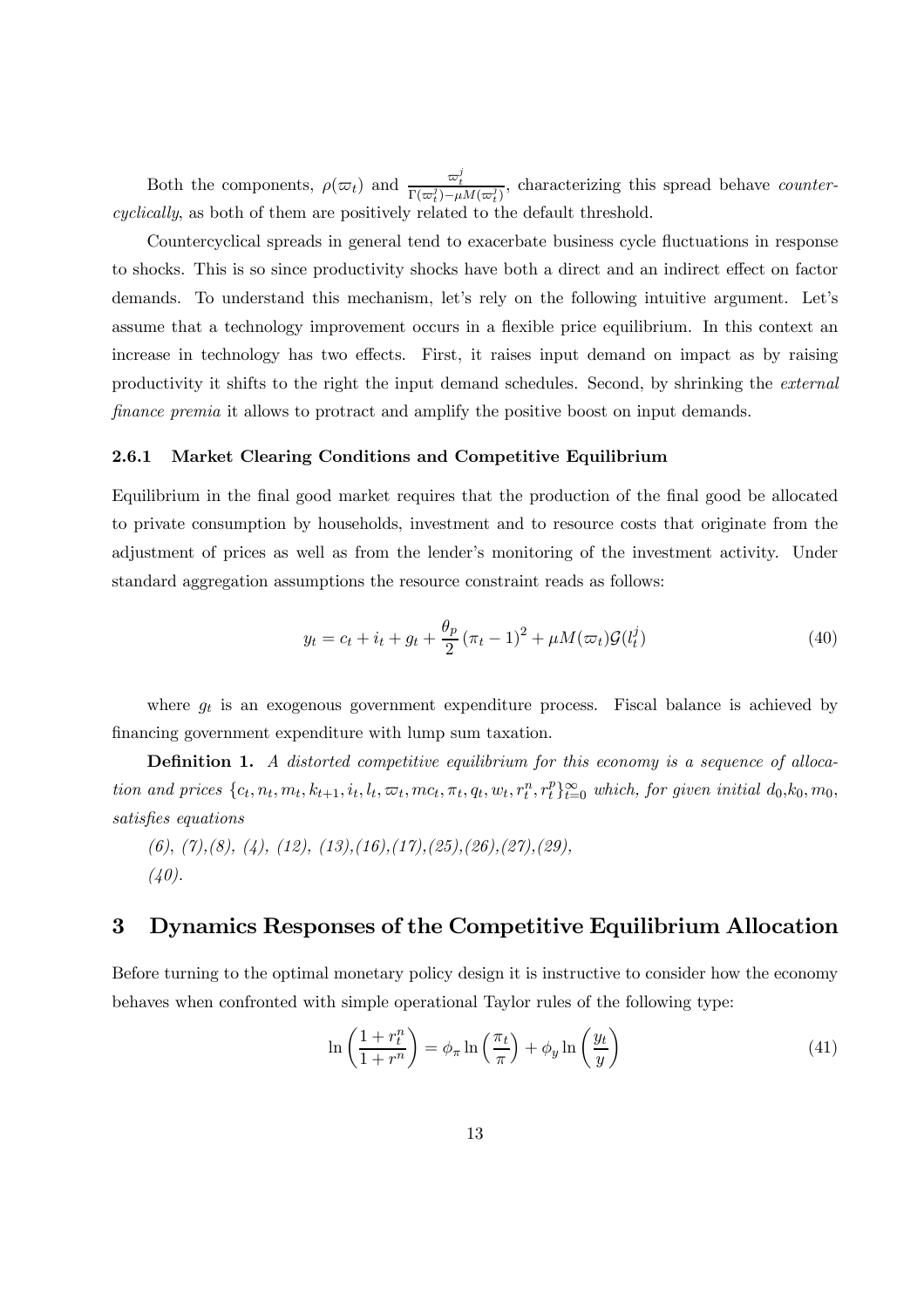Both the components, $\rho(\varpi_t)$ and $\frac{\varpi_t^j}{\Gamma(\varpi_t^j)-\mu M(\varpi_t^j)}$, characterizing this spread behave *countercyclically*, as both of them are positively related to the default threshold.

Countercyclical spreads in general tend to exacerbate business cycle fluctuations in response to shocks. This is so since productivity shocks have both a direct and an indirect effect on factor demands. To understand this mechanism, let's rely on the following intuitive argument. Let's assume that a technology improvement occurs in a flexible price equilibrium. In this context an increase in technology has two effects. First, it raises input demand on impact as by raising productivity it shifts to the right the input demand schedules. Second, by shrinking the *external finance premia* it allows to protract and amplify the positive boost on input demands.

### 2.6.1 Market Clearing Conditions and Competitive Equilibrium

Equilibrium in the final good market requires that the production of the final good be allocated to private consumption by households, investment and to resource costs that originate from the adjustment of prices as well as from the lender's monitoring of the investment activity. Under standard aggregation assumptions the resource constraint reads as follows:

$$y_t = c_t + i_t + g_t + \frac{\theta_p}{2}(\pi_t - 1)^2 + \mu M(\varpi_t)\mathcal{G}(l_t^j) \tag{40}$$

where $g_t$ is an exogenous government expenditure process. Fiscal balance is achieved by financing government expenditure with lump sum taxation.

**Definition 1.** *A distorted competitive equilibrium for this economy is a sequence of allocation and prices* $\{c_t, n_t, m_t, k_{t+1}, i_t, l_t, \varpi_t, mc_t, \pi_t, q_t, w_t, r_t^n, r_t^p\}_{t=0}^{\infty}$ *which, for given initial* $d_0, k_0, m_0$*, satisfies equations*

*(6), (7),(8), (4), (12), (13),(16),(17),(25),(26),(27),(29),*
*(40).*

## 3 Dynamics Responses of the Competitive Equilibrium Allocation

Before turning to the optimal monetary policy design it is instructive to consider how the economy behaves when confronted with simple operational Taylor rules of the following type:

$$\ln\left(\frac{1+r_t^n}{1+r^n}\right) = \phi_\pi \ln\left(\frac{\pi_t}{\pi}\right) + \phi_y \ln\left(\frac{y_t}{y}\right) \tag{41}$$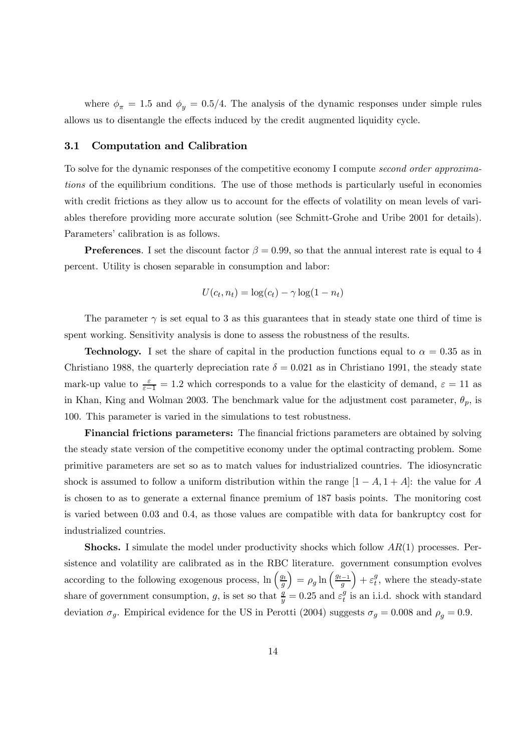where $\phi_\pi = 1.5$ and $\phi_y = 0.5/4$. The analysis of the dynamic responses under simple rules allows us to disentangle the effects induced by the credit augmented liquidity cycle.

### 3.1 Computation and Calibration

To solve for the dynamic responses of the competitive economy I compute *second order approximations* of the equilibrium conditions. The use of those methods is particularly useful in economies with credit frictions as they allow us to account for the effects of volatility on mean levels of variables therefore providing more accurate solution (see Schmitt-Grohe and Uribe 2001 for details). Parameters' calibration is as follows.

**Preferences**. I set the discount factor $\beta = 0.99$, so that the annual interest rate is equal to 4 percent. Utility is chosen separable in consumption and labor:

$$U(c_t, n_t) = \log(c_t) - \gamma \log(1 - n_t)$$

The parameter $\gamma$ is set equal to 3 as this guarantees that in steady state one third of time is spent working. Sensitivity analysis is done to assess the robustness of the results.

**Technology.** I set the share of capital in the production functions equal to $\alpha = 0.35$ as in Christiano 1988, the quarterly depreciation rate $\delta = 0.021$ as in Christiano 1991, the steady state mark-up value to $\frac{\varepsilon}{\varepsilon - 1} = 1.2$ which corresponds to a value for the elasticity of demand, $\varepsilon = 11$ as in Khan, King and Wolman 2003. The benchmark value for the adjustment cost parameter, $\theta_p$, is 100. This parameter is varied in the simulations to test robustness.

**Financial frictions parameters:** The financial frictions parameters are obtained by solving the steady state version of the competitive economy under the optimal contracting problem. Some primitive parameters are set so as to match values for industrialized countries. The idiosyncratic shock is assumed to follow a uniform distribution within the range $[1 - A, 1 + A]$: the value for $A$ is chosen to as to generate a external finance premium of 187 basis points. The monitoring cost is varied between 0.03 and 0.4, as those values are compatible with data for bankruptcy cost for industrialized countries.

**Shocks.** I simulate the model under productivity shocks which follow $AR(1)$ processes. Persistence and volatility are calibrated as in the RBC literature. government consumption evolves according to the following exogenous process, $\ln\left(\frac{g_t}{g}\right) = \rho_g \ln\left(\frac{g_{t-1}}{g}\right) + \varepsilon_t^g$, where the steady-state share of government consumption, $g$, is set so that $\frac{g}{y} = 0.25$ and $\varepsilon_t^g$ is an i.i.d. shock with standard deviation $\sigma_g$. Empirical evidence for the US in Perotti (2004) suggests $\sigma_g = 0.008$ and $\rho_g = 0.9$.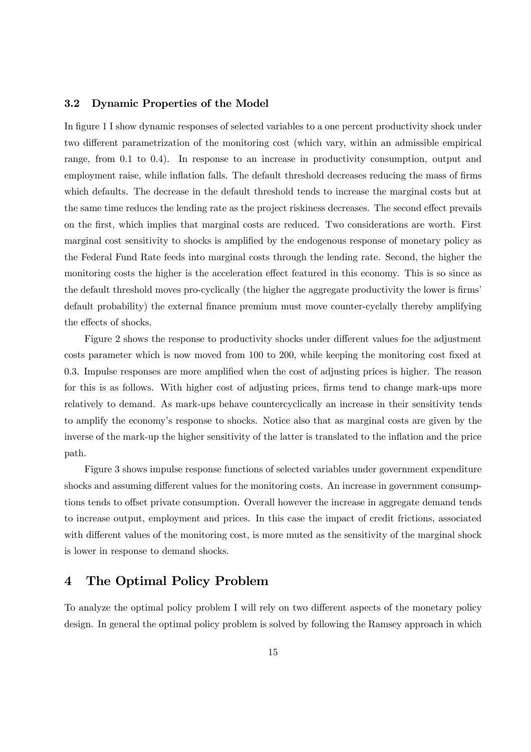### 3.2 Dynamic Properties of the Model

In figure 1 I show dynamic responses of selected variables to a one percent productivity shock under two different parametrization of the monitoring cost (which vary, within an admissible empirical range, from 0.1 to 0.4). In response to an increase in productivity consumption, output and employment raise, while inflation falls. The default threshold decreases reducing the mass of firms which defaults. The decrease in the default threshold tends to increase the marginal costs but at the same time reduces the lending rate as the project riskiness decreases. The second effect prevails on the first, which implies that marginal costs are reduced. Two considerations are worth. First marginal cost sensitivity to shocks is amplified by the endogenous response of monetary policy as the Federal Fund Rate feeds into marginal costs through the lending rate. Second, the higher the monitoring costs the higher is the acceleration effect featured in this economy. This is so since as the default threshold moves pro-cyclically (the higher the aggregate productivity the lower is firms' default probability) the external finance premium must move counter-cyclally thereby amplifying the effects of shocks.

Figure 2 shows the response to productivity shocks under different values foe the adjustment costs parameter which is now moved from 100 to 200, while keeping the monitoring cost fixed at 0.3. Impulse responses are more amplified when the cost of adjusting prices is higher. The reason for this is as follows. With higher cost of adjusting prices, firms tend to change mark-ups more relatively to demand. As mark-ups behave countercyclically an increase in their sensitivity tends to amplify the economy's response to shocks. Notice also that as marginal costs are given by the inverse of the mark-up the higher sensitivity of the latter is translated to the inflation and the price path.

Figure 3 shows impulse response functions of selected variables under government expenditure shocks and assuming different values for the monitoring costs. An increase in government consumptions tends to offset private consumption. Overall however the increase in aggregate demand tends to increase output, employment and prices. In this case the impact of credit frictions, associated with different values of the monitoring cost, is more muted as the sensitivity of the marginal shock is lower in response to demand shocks.

## 4 The Optimal Policy Problem

To analyze the optimal policy problem I will rely on two different aspects of the monetary policy design. In general the optimal policy problem is solved by following the Ramsey approach in which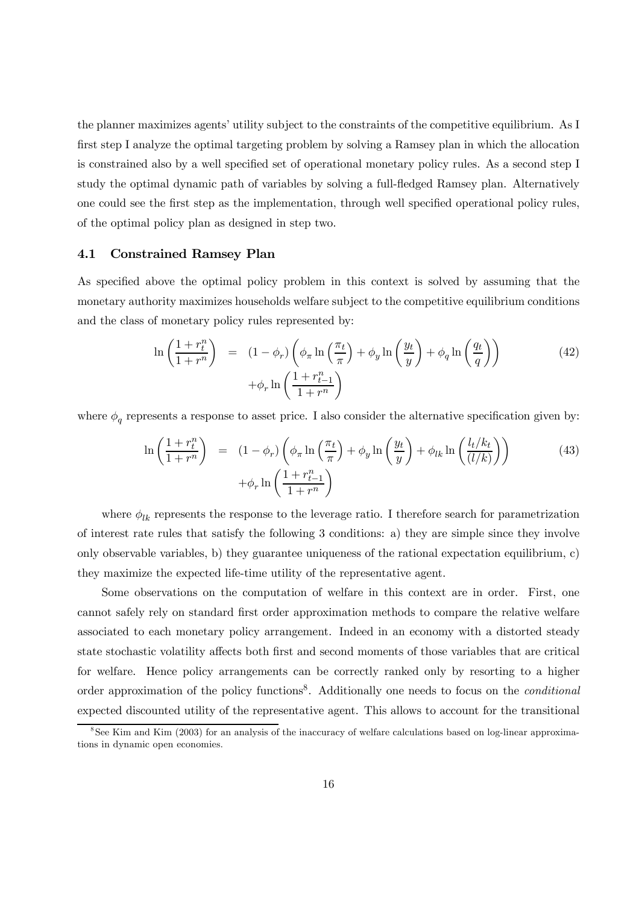the planner maximizes agents' utility subject to the constraints of the competitive equilibrium. As I first step I analyze the optimal targeting problem by solving a Ramsey plan in which the allocation is constrained also by a well specified set of operational monetary policy rules. As a second step I study the optimal dynamic path of variables by solving a full-fledged Ramsey plan. Alternatively one could see the first step as the implementation, through well specified operational policy rules, of the optimal policy plan as designed in step two.

### 4.1 Constrained Ramsey Plan

As specified above the optimal policy problem in this context is solved by assuming that the monetary authority maximizes households welfare subject to the competitive equilibrium conditions and the class of monetary policy rules represented by:

$$
\begin{aligned}
\ln\left(\frac{1+r_t^n}{1+r^n}\right) &= (1-\phi_r)\left(\phi_\pi \ln\left(\frac{\pi_t}{\pi}\right) + \phi_y \ln\left(\frac{y_t}{y}\right) + \phi_q \ln\left(\frac{q_t}{q}\right)\right) \\
&\quad + \phi_r \ln\left(\frac{1+r_{t-1}^n}{1+r^n}\right)
\end{aligned}
\tag{42}
$$

where $\phi_q$ represents a response to asset price. I also consider the alternative specification given by:

$$
\begin{aligned}
\ln\left(\frac{1+r_t^n}{1+r^n}\right) &= (1-\phi_r)\left(\phi_\pi \ln\left(\frac{\pi_t}{\pi}\right) + \phi_y \ln\left(\frac{y_t}{y}\right) + \phi_{lk} \ln\left(\frac{l_t/k_t}{(l/k)}\right)\right) \\
&\quad + \phi_r \ln\left(\frac{1+r_{t-1}^n}{1+r^n}\right)
\end{aligned}
\tag{43}
$$

where $\phi_{lk}$ represents the response to the leverage ratio. I therefore search for parametrization of interest rate rules that satisfy the following 3 conditions: a) they are simple since they involve only observable variables, b) they guarantee uniqueness of the rational expectation equilibrium, c) they maximize the expected life-time utility of the representative agent.

Some observations on the computation of welfare in this context are in order. First, one cannot safely rely on standard first order approximation methods to compare the relative welfare associated to each monetary policy arrangement. Indeed in an economy with a distorted steady state stochastic volatility affects both first and second moments of those variables that are critical for welfare. Hence policy arrangements can be correctly ranked only by resorting to a higher order approximation of the policy functions[8]. Additionally one needs to focus on the *conditional* expected discounted utility of the representative agent. This allows to account for the transitional

[8] See Kim and Kim (2003) for an analysis of the inaccuracy of welfare calculations based on log-linear approximations in dynamic open economies.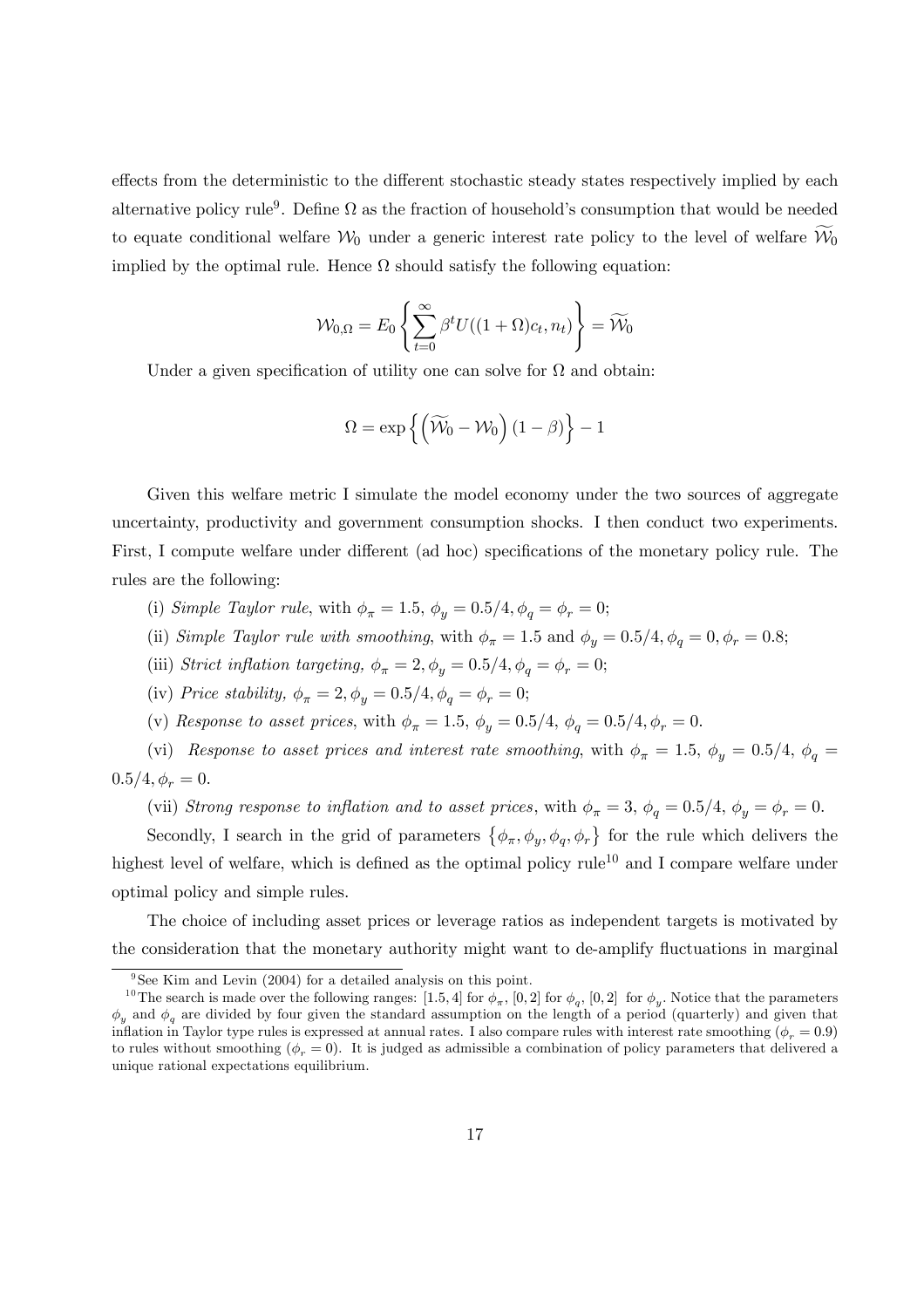effects from the deterministic to the different stochastic steady states respectively implied by each alternative policy rule[9]. Define $\Omega$ as the fraction of household's consumption that would be needed to equate conditional welfare $\mathcal{W}_0$ under a generic interest rate policy to the level of welfare $\widetilde{\mathcal{W}}_0$ implied by the optimal rule. Hence $\Omega$ should satisfy the following equation:

$$\mathcal{W}_{0,\Omega} = E_0 \left\{ \sum_{t=0}^{\infty} \beta^t U((1+\Omega)c_t, n_t) \right\} = \widetilde{\mathcal{W}}_0$$

Under a given specification of utility one can solve for $\Omega$ and obtain:

$$\Omega = \exp\left\{ \left( \widetilde{\mathcal{W}}_0 - \mathcal{W}_0 \right) (1-\beta) \right\} - 1$$

Given this welfare metric I simulate the model economy under the two sources of aggregate uncertainty, productivity and government consumption shocks. I then conduct two experiments. First, I compute welfare under different (ad hoc) specifications of the monetary policy rule. The rules are the following:

(i) *Simple Taylor rule*, with $\phi_\pi = 1.5$, $\phi_y = 0.5/4, \phi_q = \phi_r = 0$;

(ii) *Simple Taylor rule with smoothing*, with $\phi_\pi = 1.5$ and $\phi_y = 0.5/4, \phi_q = 0, \phi_r = 0.8$;

(iii) *Strict inflation targeting*, $\phi_\pi = 2, \phi_y = 0.5/4, \phi_q = \phi_r = 0$;

(iv) *Price stability*, $\phi_\pi = 2, \phi_y = 0.5/4, \phi_q = \phi_r = 0$;

(v) *Response to asset prices*, with $\phi_\pi = 1.5$, $\phi_y = 0.5/4$, $\phi_q = 0.5/4, \phi_r = 0$.

(vi) *Response to asset prices and interest rate smoothing*, with $\phi_\pi = 1.5$, $\phi_y = 0.5/4$, $\phi_q = 0.5/4, \phi_r = 0$.

(vii) *Strong response to inflation and to asset prices*, with $\phi_\pi = 3$, $\phi_q = 0.5/4$, $\phi_y = \phi_r = 0$.

Secondly, I search in the grid of parameters $\left\{\phi_\pi, \phi_y, \phi_q, \phi_r\right\}$ for the rule which delivers the highest level of welfare, which is defined as the optimal policy rule[10] and I compare welfare under optimal policy and simple rules.

The choice of including asset prices or leverage ratios as independent targets is motivated by the consideration that the monetary authority might want to de-amplify fluctuations in marginal

[9] See Kim and Levin (2004) for a detailed analysis on this point.

[10] The search is made over the following ranges: $[1.5, 4]$ for $\phi_\pi$, $[0, 2]$ for $\phi_q$, $[0, 2]$ for $\phi_y$. Notice that the parameters $\phi_y$ and $\phi_q$ are divided by four given the standard assumption on the length of a period (quarterly) and given that inflation in Taylor type rules is expressed at annual rates. I also compare rules with interest rate smoothing ($\phi_r = 0.9$) to rules without smoothing ($\phi_r = 0$). It is judged as admissible a combination of policy parameters that delivered a unique rational expectations equilibrium.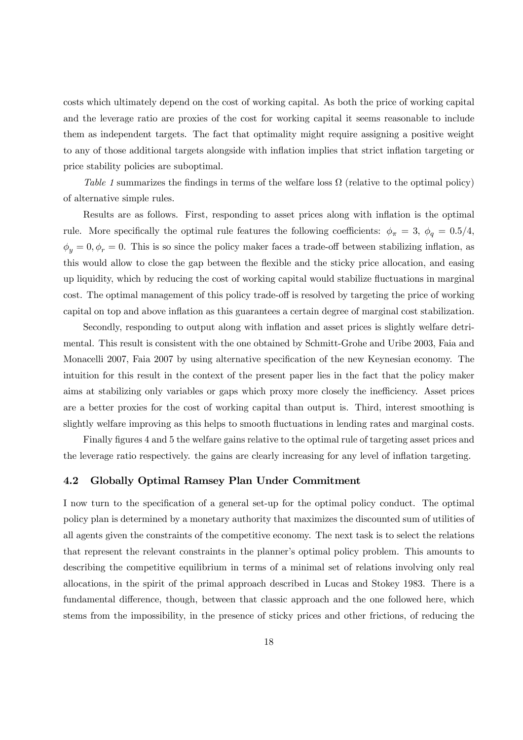costs which ultimately depend on the cost of working capital. As both the price of working capital and the leverage ratio are proxies of the cost for working capital it seems reasonable to include them as independent targets. The fact that optimality might require assigning a positive weight to any of those additional targets alongside with inflation implies that strict inflation targeting or price stability policies are suboptimal.

*Table 1* summarizes the findings in terms of the welfare loss $\Omega$ (relative to the optimal policy) of alternative simple rules.

Results are as follows. First, responding to asset prices along with inflation is the optimal rule. More specifically the optimal rule features the following coefficients: $\phi_\pi = 3$, $\phi_q = 0.5/4$, $\phi_y = 0, \phi_r = 0$. This is so since the policy maker faces a trade-off between stabilizing inflation, as this would allow to close the gap between the flexible and the sticky price allocation, and easing up liquidity, which by reducing the cost of working capital would stabilize fluctuations in marginal cost. The optimal management of this policy trade-off is resolved by targeting the price of working capital on top and above inflation as this guarantees a certain degree of marginal cost stabilization.

Secondly, responding to output along with inflation and asset prices is slightly welfare detrimental. This result is consistent with the one obtained by Schmitt-Grohe and Uribe 2003, Faia and Monacelli 2007, Faia 2007 by using alternative specification of the new Keynesian economy. The intuition for this result in the context of the present paper lies in the fact that the policy maker aims at stabilizing only variables or gaps which proxy more closely the inefficiency. Asset prices are a better proxies for the cost of working capital than output is. Third, interest smoothing is slightly welfare improving as this helps to smooth fluctuations in lending rates and marginal costs.

Finally figures 4 and 5 the welfare gains relative to the optimal rule of targeting asset prices and the leverage ratio respectively. the gains are clearly increasing for any level of inflation targeting.

### 4.2 Globally Optimal Ramsey Plan Under Commitment

I now turn to the specification of a general set-up for the optimal policy conduct. The optimal policy plan is determined by a monetary authority that maximizes the discounted sum of utilities of all agents given the constraints of the competitive economy. The next task is to select the relations that represent the relevant constraints in the planner's optimal policy problem. This amounts to describing the competitive equilibrium in terms of a minimal set of relations involving only real allocations, in the spirit of the primal approach described in Lucas and Stokey 1983. There is a fundamental difference, though, between that classic approach and the one followed here, which stems from the impossibility, in the presence of sticky prices and other frictions, of reducing the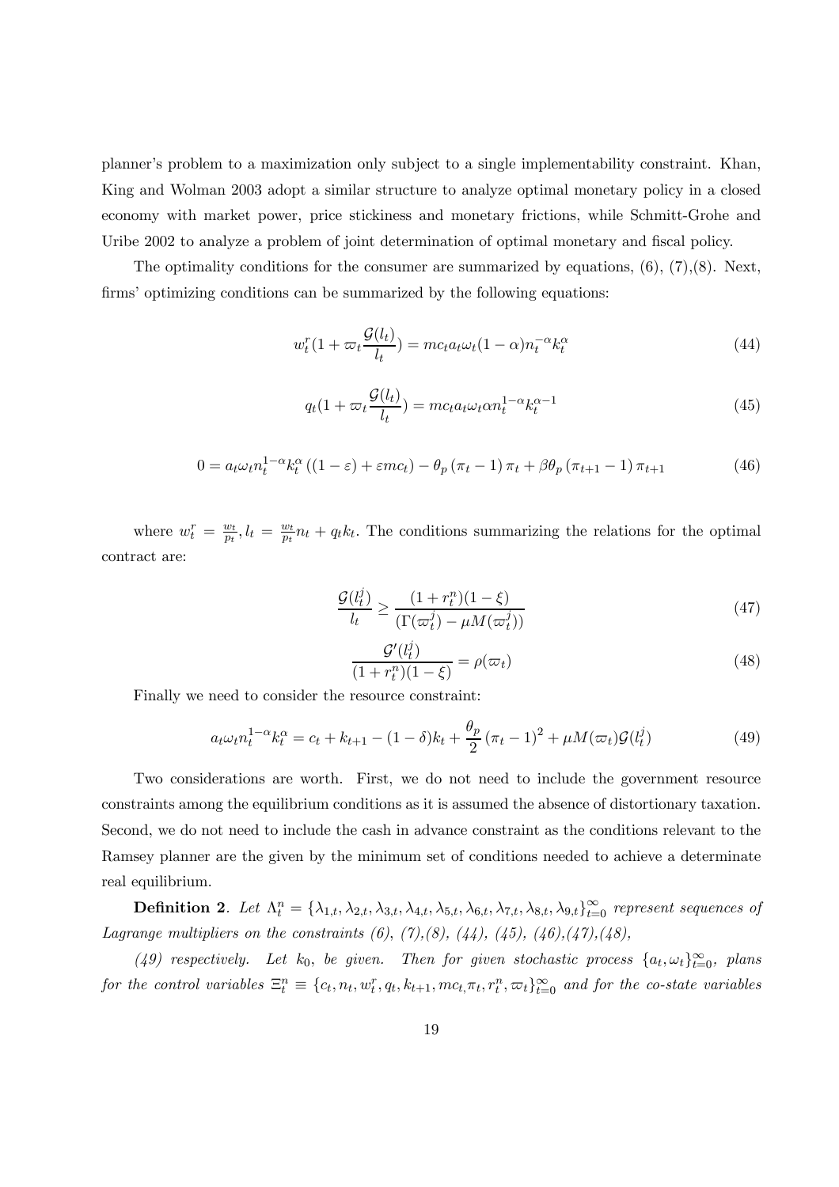planner's problem to a maximization only subject to a single implementability constraint. Khan, King and Wolman 2003 adopt a similar structure to analyze optimal monetary policy in a closed economy with market power, price stickiness and monetary frictions, while Schmitt-Grohe and Uribe 2002 to analyze a problem of joint determination of optimal monetary and fiscal policy.

The optimality conditions for the consumer are summarized by equations, (6), (7),(8). Next, firms' optimizing conditions can be summarized by the following equations:

$$w_t^r(1 + \varpi_t \frac{\mathcal{G}(l_t)}{l_t}) = mc_t a_t \omega_t (1-\alpha) n_t^{-\alpha} k_t^{\alpha} \tag{44}$$

$$q_t(1 + \varpi_t \frac{\mathcal{G}(l_t)}{l_t}) = mc_t a_t \omega_t \alpha n_t^{1-\alpha} k_t^{\alpha-1} \tag{45}$$

$$0 = a_t \omega_t n_t^{1-\alpha} k_t^{\alpha} \left((1-\varepsilon) + \varepsilon mc_t\right) - \theta_p \left(\pi_t - 1\right) \pi_t + \beta \theta_p \left(\pi_{t+1} - 1\right) \pi_{t+1} \tag{46}$$

where $w_t^r = \frac{w_t}{p_t}, l_t = \frac{w_t}{p_t} n_t + q_t k_t$. The conditions summarizing the relations for the optimal contract are:

$$\frac{\mathcal{G}(l_t^j)}{l_t} \geq \frac{(1 + r_t^n)(1-\xi)}{(\Gamma(\varpi_t^j) - \mu M(\varpi_t^j))} \tag{47}$$

$$\frac{\mathcal{G}'(l_t^j)}{(1 + r_t^n)(1-\xi)} = \rho(\varpi_t) \tag{48}$$

Finally we need to consider the resource constraint:

$$a_t \omega_t n_t^{1-\alpha} k_t^{\alpha} = c_t + k_{t+1} - (1-\delta) k_t + \frac{\theta_p}{2} \left(\pi_t - 1\right)^2 + \mu M(\varpi_t) \mathcal{G}(l_t^j) \tag{49}$$

Two considerations are worth. First, we do not need to include the government resource constraints among the equilibrium conditions as it is assumed the absence of distortionary taxation. Second, we do not need to include the cash in advance constraint as the conditions relevant to the Ramsey planner are the given by the minimum set of conditions needed to achieve a determinate real equilibrium.

**Definition 2**. *Let $\Lambda_t^n = \{\lambda_{1,t}, \lambda_{2,t}, \lambda_{3,t}, \lambda_{4,t}, \lambda_{5,t}, \lambda_{6,t}, \lambda_{7,t}, \lambda_{8,t}, \lambda_{9,t}\}_{t=0}^{\infty}$ represent sequences of Lagrange multipliers on the constraints (6), (7),(8), (44), (45), (46),(47),(48),*

*(49) respectively. Let $k_0$, be given. Then for given stochastic process $\{a_t, \omega_t\}_{t=0}^{\infty}$, plans for the control variables $\Xi_t^n \equiv \{c_t, n_t, w_t^r, q_t, k_{t+1}, mc_t, \pi_t, r_t^n, \varpi_t\}_{t=0}^{\infty}$ and for the co-state variables*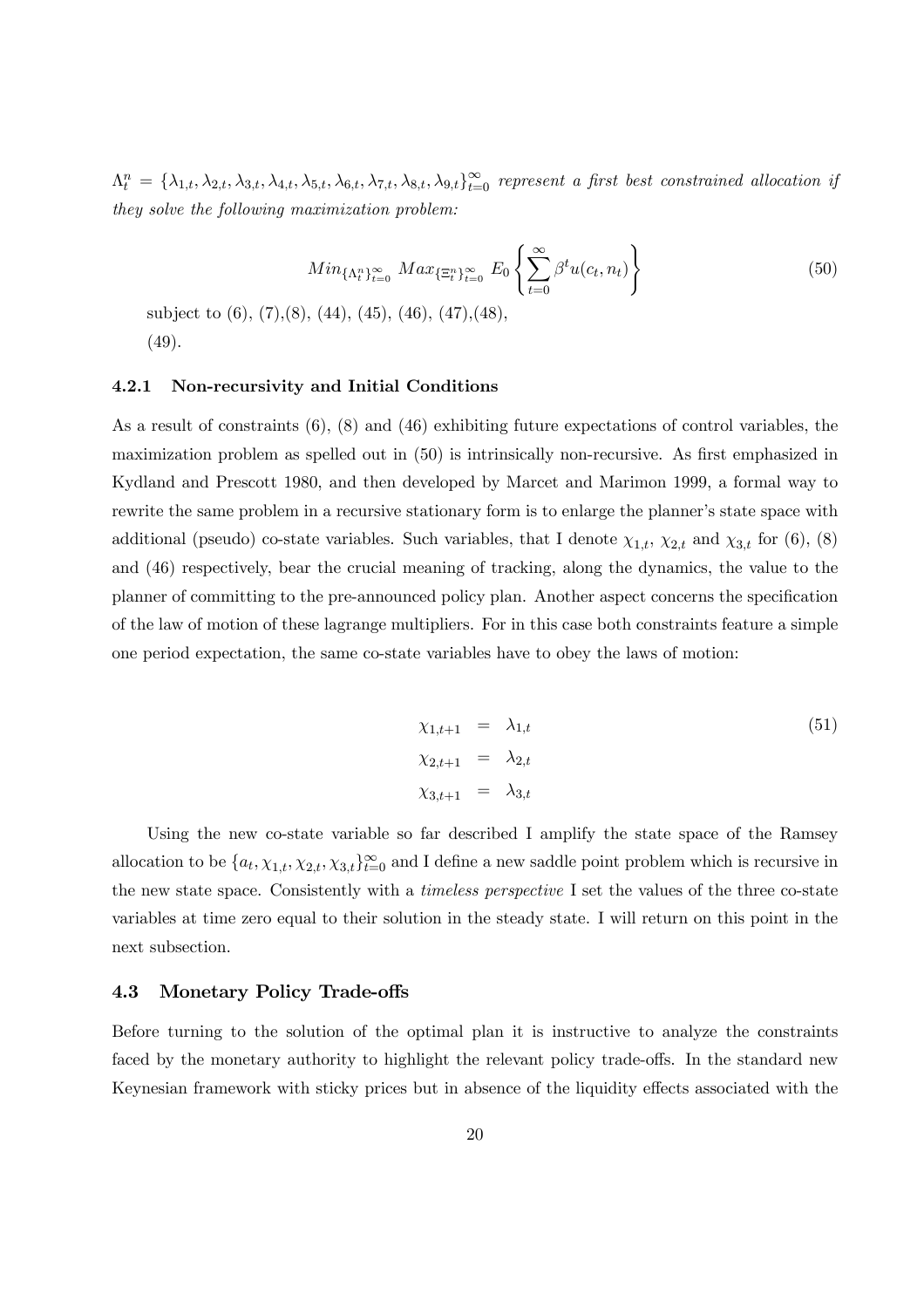$\Lambda_t^n = \{\lambda_{1,t}, \lambda_{2,t}, \lambda_{3,t}, \lambda_{4,t}, \lambda_{5,t}, \lambda_{6,t}, \lambda_{7,t}, \lambda_{8,t}, \lambda_{9,t}\}_{t=0}^{\infty}$ *represent a first best constrained allocation if they solve the following maximization problem:*

$$Min_{\{\Lambda_t^n\}_{t=0}^{\infty}} \; Max_{\{\Xi_t^n\}_{t=0}^{\infty}} \; E_0 \left\{ \sum_{t=0}^{\infty} \beta^t u(c_t, n_t) \right\} \tag{50}$$

subject to (6), (7),(8), (44), (45), (46), (47),(48), (49).

### 4.2.1 Non-recursivity and Initial Conditions

As a result of constraints (6), (8) and (46) exhibiting future expectations of control variables, the maximization problem as spelled out in (50) is intrinsically non-recursive. As first emphasized in Kydland and Prescott 1980, and then developed by Marcet and Marimon 1999, a formal way to rewrite the same problem in a recursive stationary form is to enlarge the planner's state space with additional (pseudo) co-state variables. Such variables, that I denote $\chi_{1,t}$, $\chi_{2,t}$ and $\chi_{3,t}$ for (6), (8) and (46) respectively, bear the crucial meaning of tracking, along the dynamics, the value to the planner of committing to the pre-announced policy plan. Another aspect concerns the specification of the law of motion of these lagrange multipliers. For in this case both constraints feature a simple one period expectation, the same co-state variables have to obey the laws of motion:

$$\begin{aligned} \chi_{1,t+1} &= \lambda_{1,t} \\ \chi_{2,t+1} &= \lambda_{2,t} \\ \chi_{3,t+1} &= \lambda_{3,t} \end{aligned} \tag{51}$$

Using the new co-state variable so far described I amplify the state space of the Ramsey allocation to be $\{a_t, \chi_{1,t}, \chi_{2,t}, \chi_{3,t}\}_{t=0}^{\infty}$ and I define a new saddle point problem which is recursive in the new state space. Consistently with a *timeless perspective* I set the values of the three co-state variables at time zero equal to their solution in the steady state. I will return on this point in the next subsection.

## 4.3 Monetary Policy Trade-offs

Before turning to the solution of the optimal plan it is instructive to analyze the constraints faced by the monetary authority to highlight the relevant policy trade-offs. In the standard new Keynesian framework with sticky prices but in absence of the liquidity effects associated with the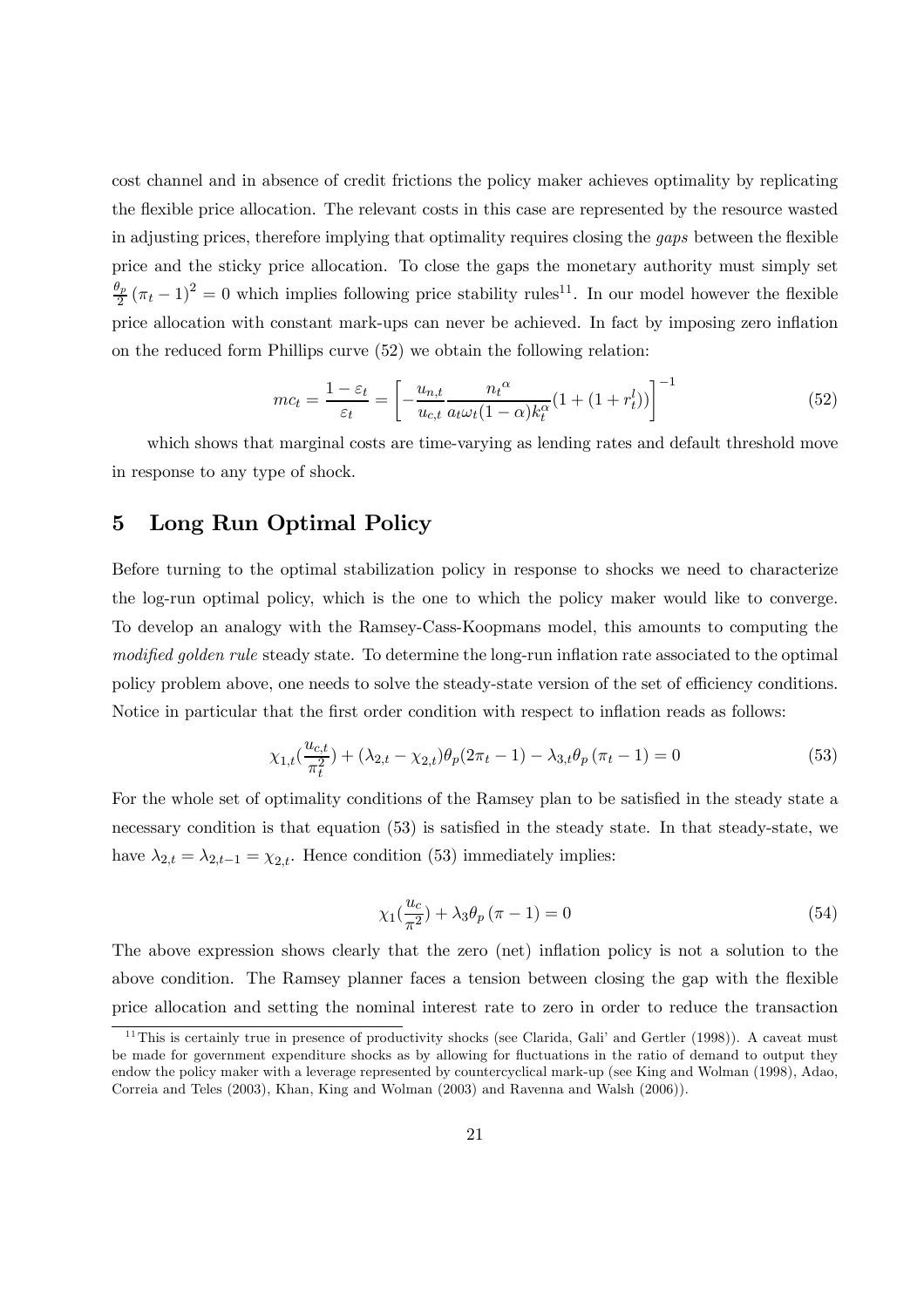cost channel and in absence of credit frictions the policy maker achieves optimality by replicating the flexible price allocation. The relevant costs in this case are represented by the resource wasted in adjusting prices, therefore implying that optimality requires closing the *gaps* between the flexible price and the sticky price allocation. To close the gaps the monetary authority must simply set $\frac{\theta_p}{2}(\pi_t - 1)^2 = 0$ which implies following price stability rules[11]. In our model however the flexible price allocation with constant mark-ups can never be achieved. In fact by imposing zero inflation on the reduced form Phillips curve (52) we obtain the following relation:

$$mc_t = \frac{1-\varepsilon_t}{\varepsilon_t} = \left[ -\frac{u_{n,t}}{u_{c,t}} \frac{n_t{}^{\alpha}}{a_t \omega_t (1-\alpha) k_t^{\alpha}} (1 + (1 + r_t^l)) \right]^{-1} \tag{52}$$

which shows that marginal costs are time-varying as lending rates and default threshold move in response to any type of shock.

## 5 Long Run Optimal Policy

Before turning to the optimal stabilization policy in response to shocks we need to characterize the log-run optimal policy, which is the one to which the policy maker would like to converge. To develop an analogy with the Ramsey-Cass-Koopmans model, this amounts to computing the *modified golden rule* steady state. To determine the long-run inflation rate associated to the optimal policy problem above, one needs to solve the steady-state version of the set of efficiency conditions. Notice in particular that the first order condition with respect to inflation reads as follows:

$$\chi_{1,t}\left(\frac{u_{c,t}}{\pi_t^2}\right) + (\lambda_{2,t} - \chi_{2,t})\theta_p(2\pi_t - 1) - \lambda_{3,t}\theta_p(\pi_t - 1) = 0 \tag{53}$$

For the whole set of optimality conditions of the Ramsey plan to be satisfied in the steady state a necessary condition is that equation (53) is satisfied in the steady state. In that steady-state, we have $\lambda_{2,t} = \lambda_{2,t-1} = \chi_{2,t}$. Hence condition (53) immediately implies:

$$\chi_1\left(\frac{u_c}{\pi^2}\right) + \lambda_3\theta_p(\pi - 1) = 0 \tag{54}$$

The above expression shows clearly that the zero (net) inflation policy is not a solution to the above condition. The Ramsey planner faces a tension between closing the gap with the flexible price allocation and setting the nominal interest rate to zero in order to reduce the transaction

[11] This is certainly true in presence of productivity shocks (see Clarida, Gali' and Gertler (1998)). A caveat must be made for government expenditure shocks as by allowing for fluctuations in the ratio of demand to output they endow the policy maker with a leverage represented by countercyclical mark-up (see King and Wolman (1998), Adao, Correia and Teles (2003), Khan, King and Wolman (2003) and Ravenna and Walsh (2006)).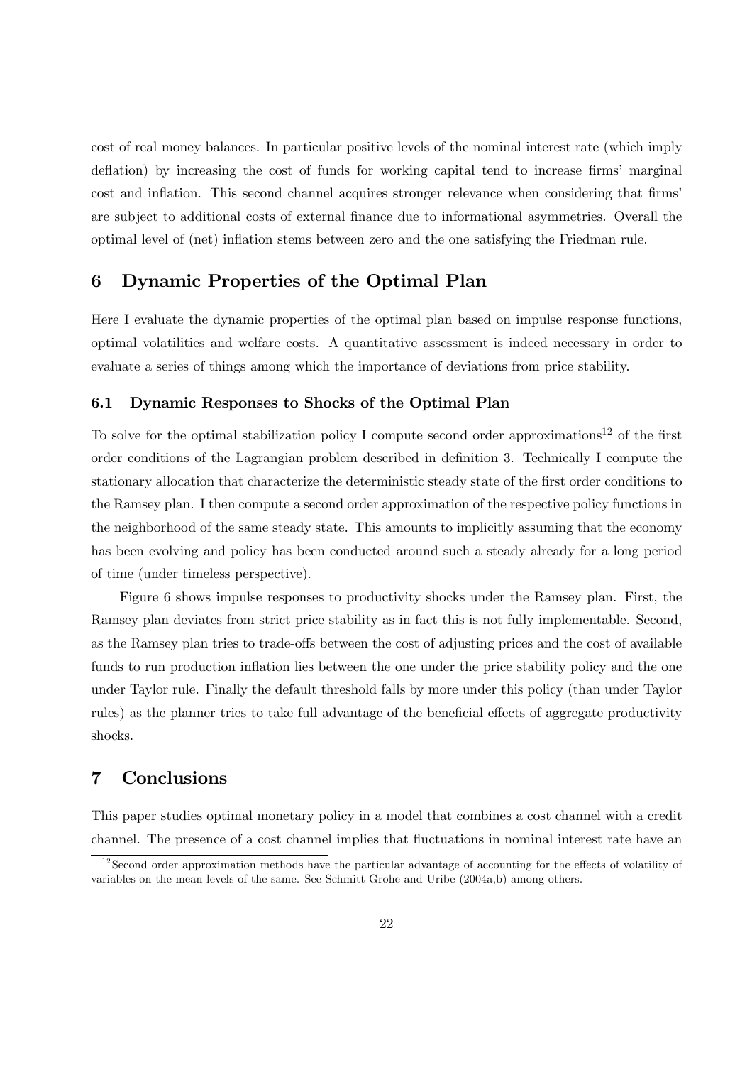cost of real money balances. In particular positive levels of the nominal interest rate (which imply deflation) by increasing the cost of funds for working capital tend to increase firms' marginal cost and inflation. This second channel acquires stronger relevance when considering that firms' are subject to additional costs of external finance due to informational asymmetries. Overall the optimal level of (net) inflation stems between zero and the one satisfying the Friedman rule.

# 6 Dynamic Properties of the Optimal Plan

Here I evaluate the dynamic properties of the optimal plan based on impulse response functions, optimal volatilities and welfare costs. A quantitative assessment is indeed necessary in order to evaluate a series of things among which the importance of deviations from price stability.

## 6.1 Dynamic Responses to Shocks of the Optimal Plan

To solve for the optimal stabilization policy I compute second order approximations[12] of the first order conditions of the Lagrangian problem described in definition 3. Technically I compute the stationary allocation that characterize the deterministic steady state of the first order conditions to the Ramsey plan. I then compute a second order approximation of the respective policy functions in the neighborhood of the same steady state. This amounts to implicitly assuming that the economy has been evolving and policy has been conducted around such a steady already for a long period of time (under timeless perspective).

Figure 6 shows impulse responses to productivity shocks under the Ramsey plan. First, the Ramsey plan deviates from strict price stability as in fact this is not fully implementable. Second, as the Ramsey plan tries to trade-offs between the cost of adjusting prices and the cost of available funds to run production inflation lies between the one under the price stability policy and the one under Taylor rule. Finally the default threshold falls by more under this policy (than under Taylor rules) as the planner tries to take full advantage of the beneficial effects of aggregate productivity shocks.

# 7 Conclusions

This paper studies optimal monetary policy in a model that combines a cost channel with a credit channel. The presence of a cost channel implies that fluctuations in nominal interest rate have an

[12] Second order approximation methods have the particular advantage of accounting for the effects of volatility of variables on the mean levels of the same. See Schmitt-Grohe and Uribe (2004a,b) among others.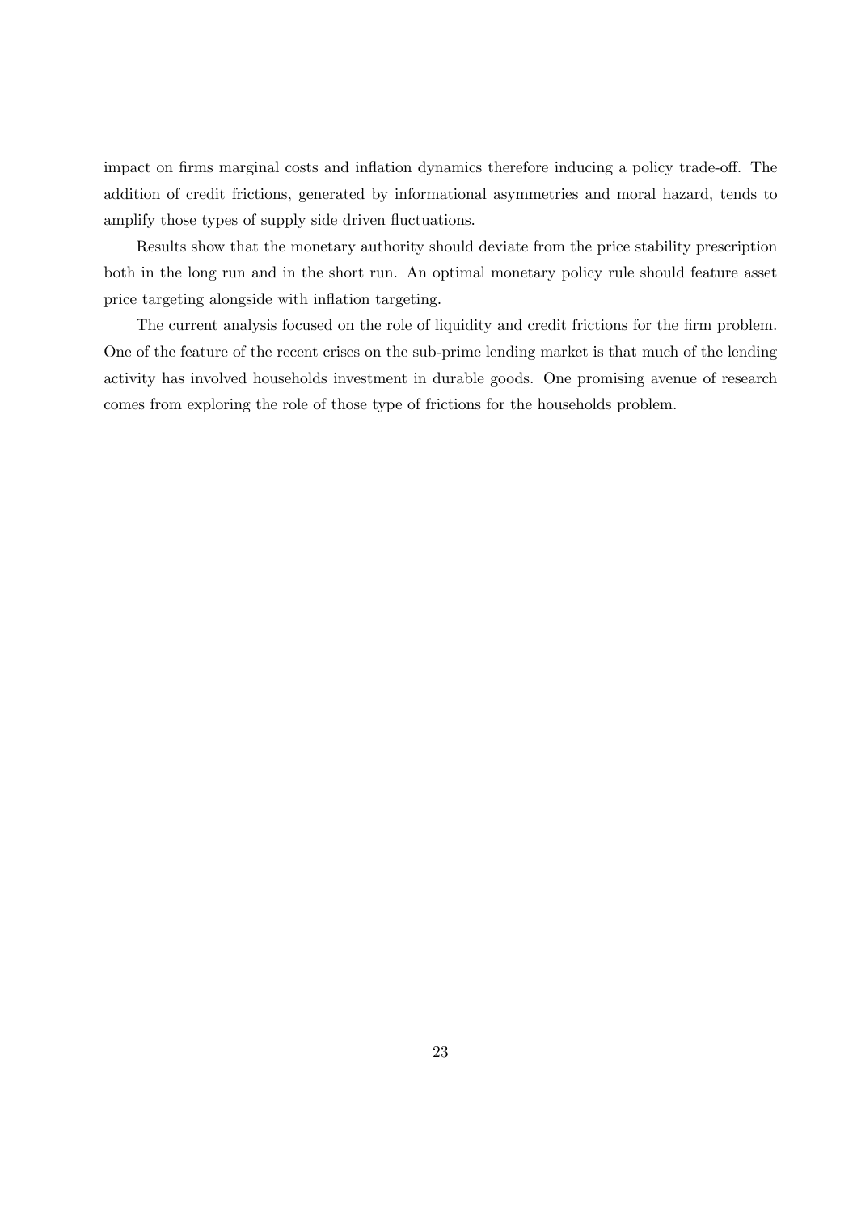impact on firms marginal costs and inflation dynamics therefore inducing a policy trade-off. The addition of credit frictions, generated by informational asymmetries and moral hazard, tends to amplify those types of supply side driven fluctuations.

Results show that the monetary authority should deviate from the price stability prescription both in the long run and in the short run. An optimal monetary policy rule should feature asset price targeting alongside with inflation targeting.

The current analysis focused on the role of liquidity and credit frictions for the firm problem. One of the feature of the recent crises on the sub-prime lending market is that much of the lending activity has involved households investment in durable goods. One promising avenue of research comes from exploring the role of those type of frictions for the households problem.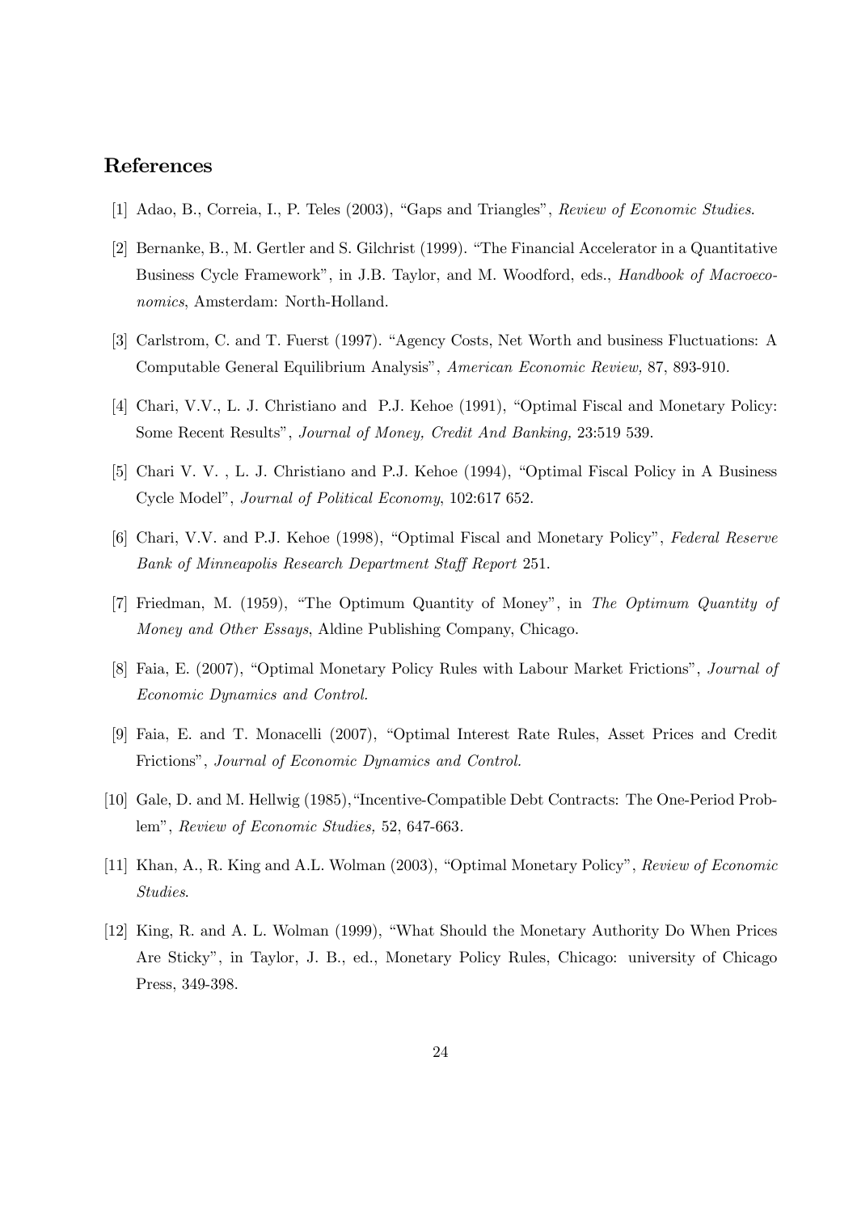## References

[1] Adao, B., Correia, I., P. Teles (2003), "Gaps and Triangles", *Review of Economic Studies*.

[2] Bernanke, B., M. Gertler and S. Gilchrist (1999). "The Financial Accelerator in a Quantitative Business Cycle Framework", in J.B. Taylor, and M. Woodford, eds., *Handbook of Macroeconomics*, Amsterdam: North-Holland.

[3] Carlstrom, C. and T. Fuerst (1997). "Agency Costs, Net Worth and business Fluctuations: A Computable General Equilibrium Analysis", *American Economic Review,* 87, 893-910.

[4] Chari, V.V., L. J. Christiano and P.J. Kehoe (1991), "Optimal Fiscal and Monetary Policy: Some Recent Results", *Journal of Money, Credit And Banking,* 23:519 539.

[5] Chari V. V. , L. J. Christiano and P.J. Kehoe (1994), "Optimal Fiscal Policy in A Business Cycle Model", *Journal of Political Economy*, 102:617 652.

[6] Chari, V.V. and P.J. Kehoe (1998), "Optimal Fiscal and Monetary Policy", *Federal Reserve Bank of Minneapolis Research Department Staff Report* 251.

[7] Friedman, M. (1959), "The Optimum Quantity of Money", in *The Optimum Quantity of Money and Other Essays*, Aldine Publishing Company, Chicago.

[8] Faia, E. (2007), "Optimal Monetary Policy Rules with Labour Market Frictions", *Journal of Economic Dynamics and Control.*

[9] Faia, E. and T. Monacelli (2007), "Optimal Interest Rate Rules, Asset Prices and Credit Frictions", *Journal of Economic Dynamics and Control.*

[10] Gale, D. and M. Hellwig (1985),"Incentive-Compatible Debt Contracts: The One-Period Problem", *Review of Economic Studies,* 52, 647-663.

[11] Khan, A., R. King and A.L. Wolman (2003), "Optimal Monetary Policy", *Review of Economic Studies*.

[12] King, R. and A. L. Wolman (1999), "What Should the Monetary Authority Do When Prices Are Sticky", in Taylor, J. B., ed., Monetary Policy Rules, Chicago: university of Chicago Press, 349-398.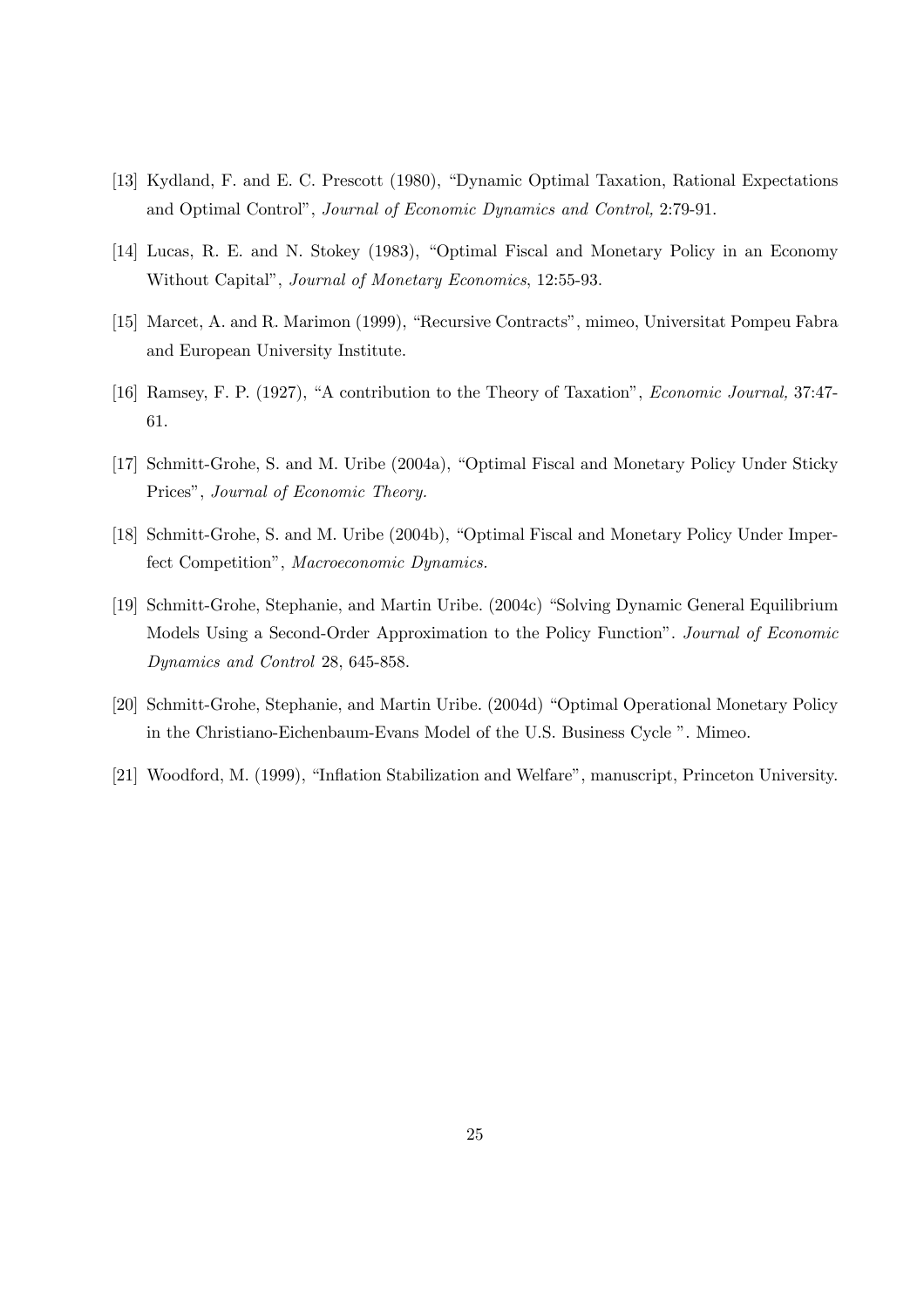[13] Kydland, F. and E. C. Prescott (1980), "Dynamic Optimal Taxation, Rational Expectations and Optimal Control", *Journal of Economic Dynamics and Control,* 2:79-91.

[14] Lucas, R. E. and N. Stokey (1983), "Optimal Fiscal and Monetary Policy in an Economy Without Capital", *Journal of Monetary Economics*, 12:55-93.

[15] Marcet, A. and R. Marimon (1999), "Recursive Contracts", mimeo, Universitat Pompeu Fabra and European University Institute.

[16] Ramsey, F. P. (1927), "A contribution to the Theory of Taxation", *Economic Journal,* 37:47-61.

[17] Schmitt-Grohe, S. and M. Uribe (2004a), "Optimal Fiscal and Monetary Policy Under Sticky Prices", *Journal of Economic Theory.*

[18] Schmitt-Grohe, S. and M. Uribe (2004b), "Optimal Fiscal and Monetary Policy Under Imperfect Competition", *Macroeconomic Dynamics.*

[19] Schmitt-Grohe, Stephanie, and Martin Uribe. (2004c) "Solving Dynamic General Equilibrium Models Using a Second-Order Approximation to the Policy Function". *Journal of Economic Dynamics and Control* 28, 645-858.

[20] Schmitt-Grohe, Stephanie, and Martin Uribe. (2004d) "Optimal Operational Monetary Policy in the Christiano-Eichenbaum-Evans Model of the U.S. Business Cycle ". Mimeo.

[21] Woodford, M. (1999), "Inflation Stabilization and Welfare", manuscript, Princeton University.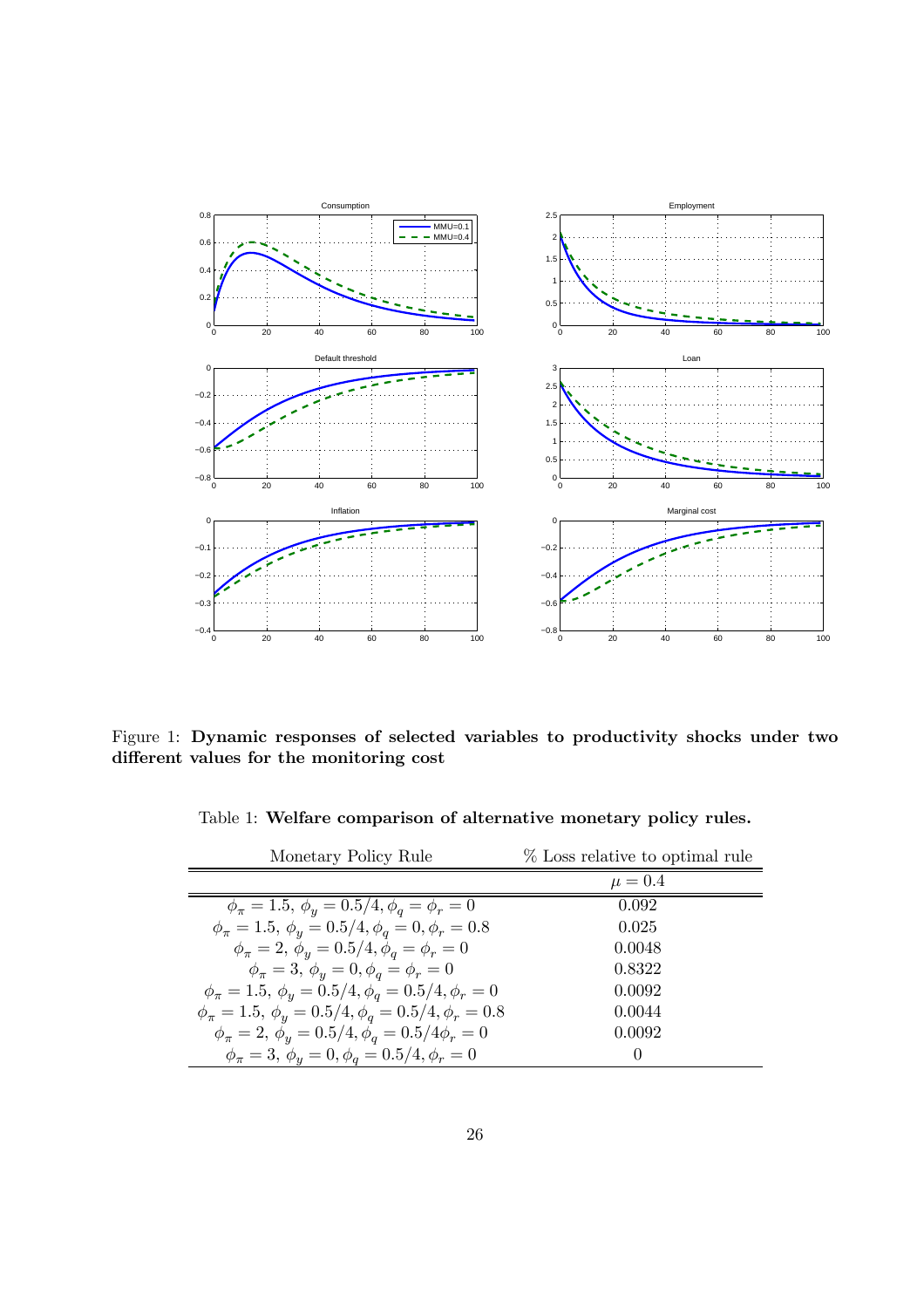Figure 1: **Dynamic responses of selected variables to productivity shocks under two different values for the monitoring cost**

Table 1: **Welfare comparison of alternative monetary policy rules.**

| Monetary Policy Rule | % Loss relative to optimal rule |
|---|---|
| | $\mu = 0.4$ |
| $\phi_\pi = 1.5,\ \phi_y = 0.5/4, \phi_q = \phi_r = 0$ | 0.092 |
| $\phi_\pi = 1.5,\ \phi_y = 0.5/4, \phi_q = 0, \phi_r = 0.8$ | 0.025 |
| $\phi_\pi = 2,\ \phi_y = 0.5/4, \phi_q = \phi_r = 0$ | 0.0048 |
| $\phi_\pi = 3,\ \phi_y = 0, \phi_q = \phi_r = 0$ | 0.8322 |
| $\phi_\pi = 1.5,\ \phi_y = 0.5/4, \phi_q = 0.5/4, \phi_r = 0$ | 0.0092 |
| $\phi_\pi = 1.5,\ \phi_y = 0.5/4, \phi_q = 0.5/4, \phi_r = 0.8$ | 0.0044 |
| $\phi_\pi = 2,\ \phi_y = 0.5/4, \phi_q = 0.5/4\phi_r = 0$ | 0.0092 |
| $\phi_\pi = 3,\ \phi_y = 0, \phi_q = 0.5/4, \phi_r = 0$ | 0 |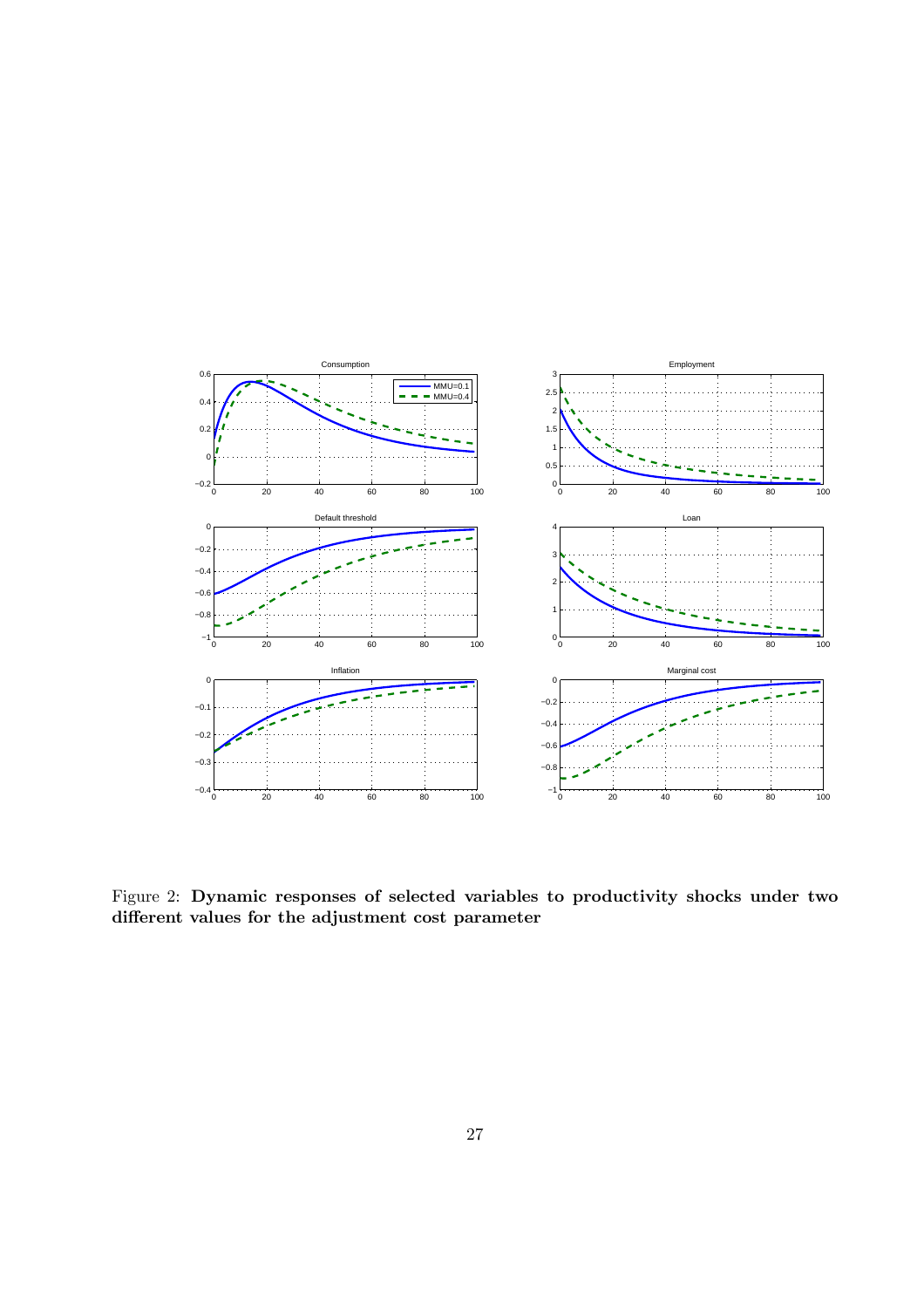Figure 2: **Dynamic responses of selected variables to productivity shocks under two different values for the adjustment cost parameter**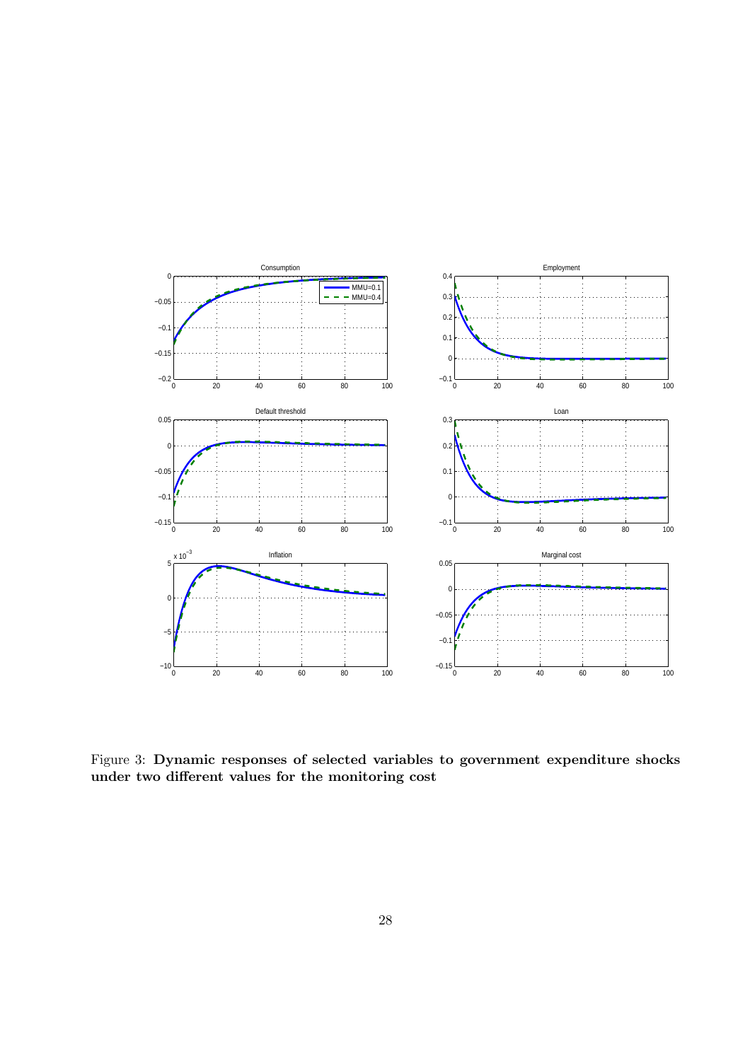Figure 3: **Dynamic responses of selected variables to government expenditure shocks under two different values for the monitoring cost**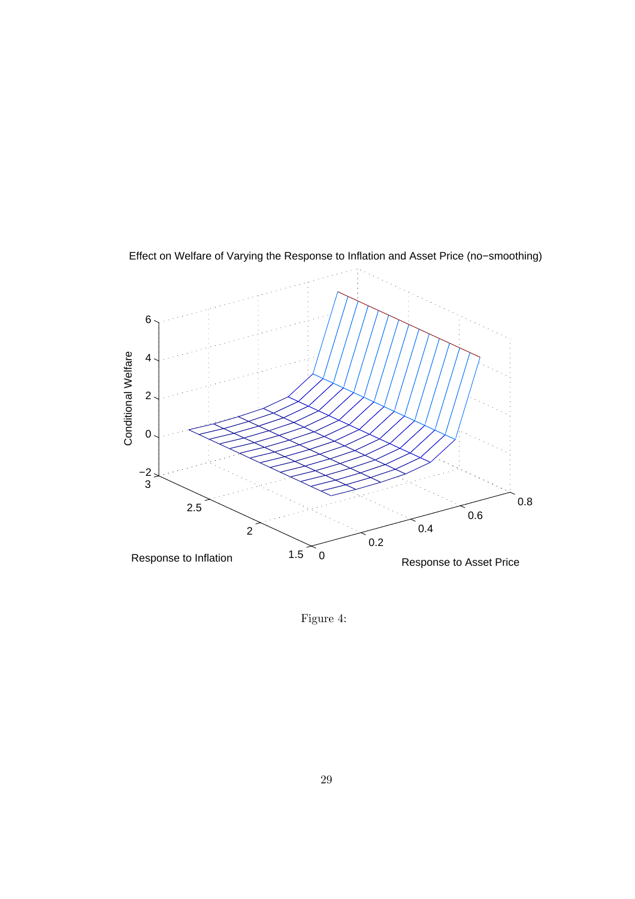Effect on Welfare of Varying the Response to Inflation and Asset Price (no−smoothing)

Figure 4: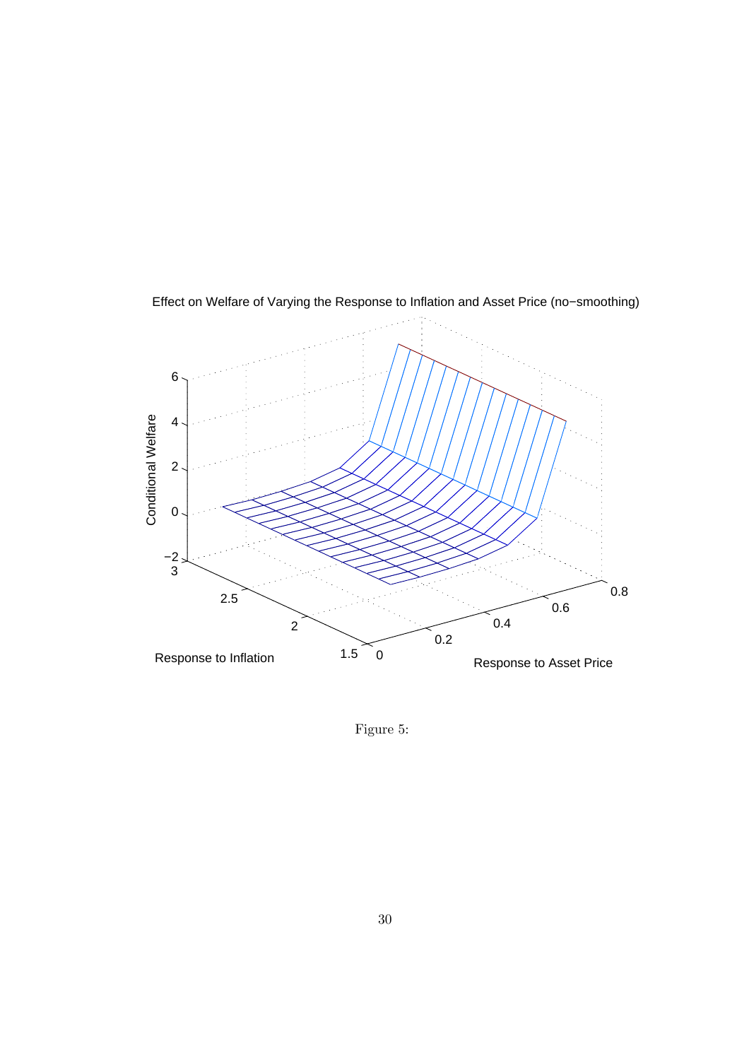Effect on Welfare of Varying the Response to Inflation and Asset Price (no−smoothing)

Figure 5: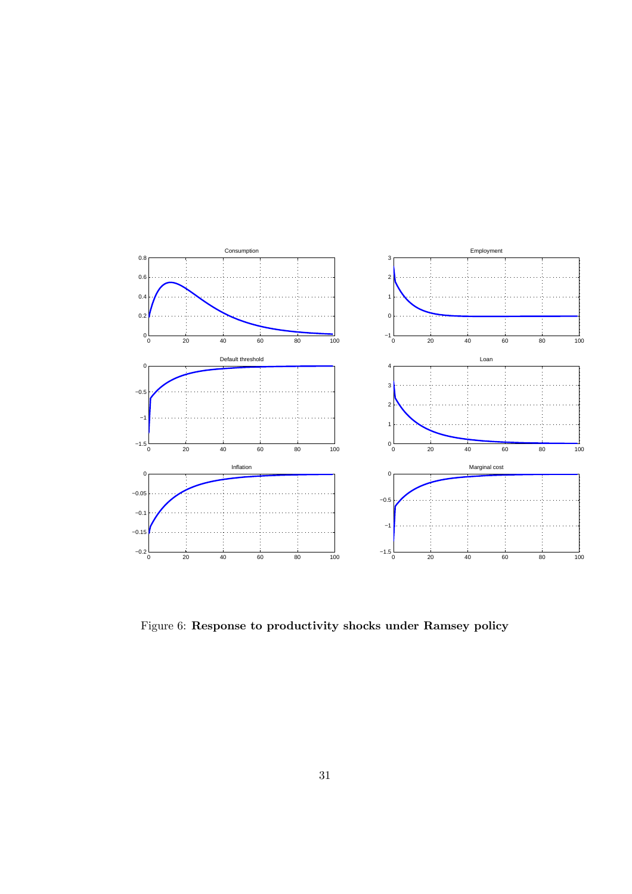Consumption
0.8
0.6
0.4
0.2
0
0 20 40 60 80 100

Employment
3
2
1
0
−1
0 20 40 60 80 100

Default threshold
0
−0.5
−1
−1.5
0 20 40 60 80 100

Loan
4
3
2
1
0
0 20 40 60 80 100

Inflation
0
−0.05
−0.1
−0.15
−0.2
0 20 40 60 80 100

Marginal cost
0
−0.5
−1
−1.5
0 20 40 60 80 100

Figure 6: **Response to productivity shocks under Ramsey policy**